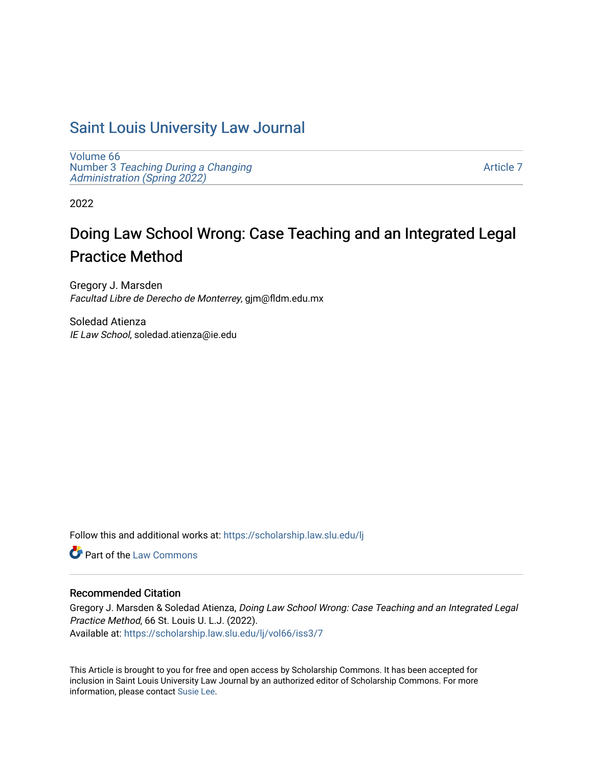# Saint Louis University Law Journal

Volume 66
Number 3 *Teaching During a Changing Administration (Spring 2022)*

Article 7

2022

## Doing Law School Wrong: Case Teaching and an Integrated Legal Practice Method

Gregory J. Marsden
*Facultad Libre de Derecho de Monterrey*, gjm@fldm.edu.mx

Soledad Atienza
*IE Law School*, soledad.atienza@ie.edu

Follow this and additional works at: https://scholarship.law.slu.edu/lj

Part of the Law Commons

### Recommended Citation

Gregory J. Marsden & Soledad Atienza, *Doing Law School Wrong: Case Teaching and an Integrated Legal Practice Method*, 66 St. Louis U. L.J. (2022).
Available at: https://scholarship.law.slu.edu/lj/vol66/iss3/7

This Article is brought to you for free and open access by Scholarship Commons. It has been accepted for inclusion in Saint Louis University Law Journal by an authorized editor of Scholarship Commons. For more information, please contact Susie Lee.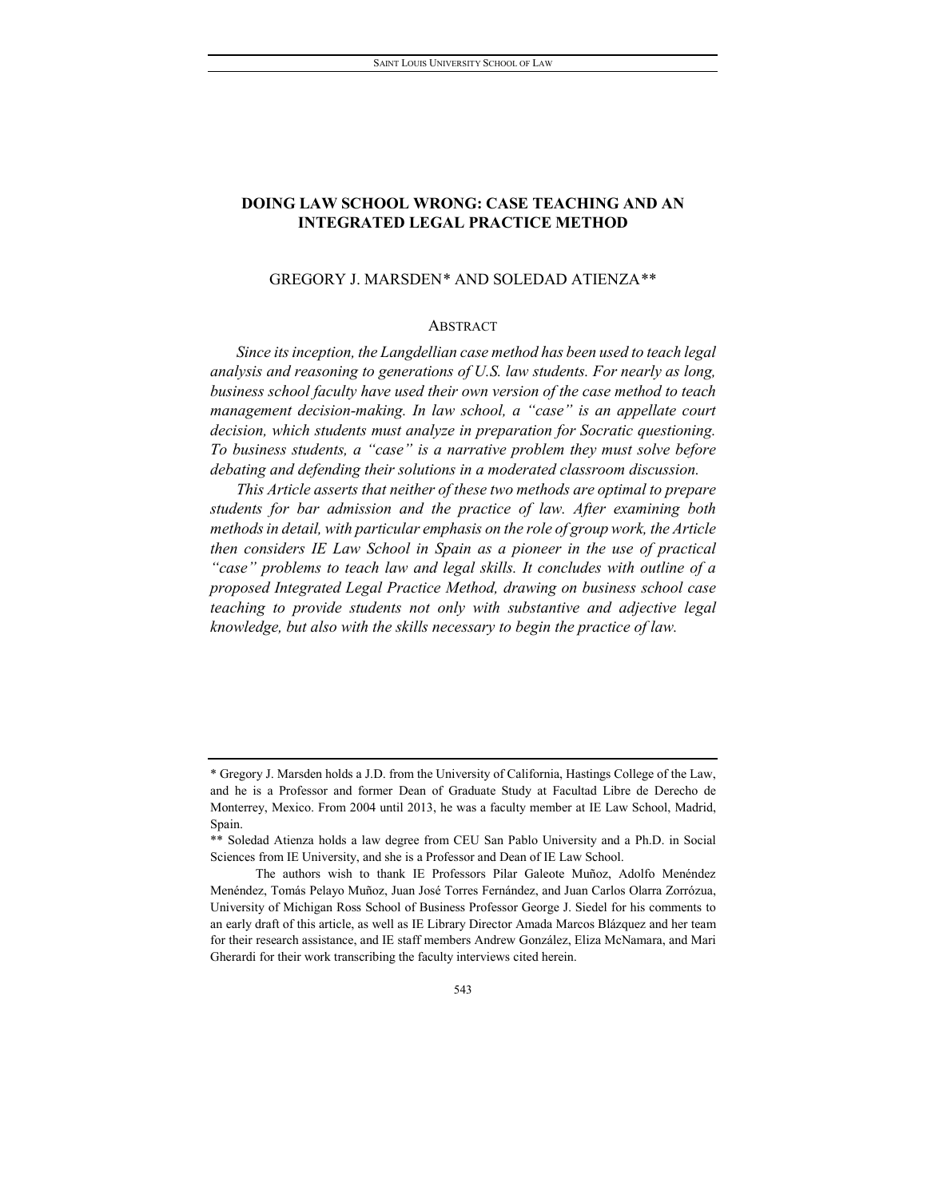# DOING LAW SCHOOL WRONG: CASE TEACHING AND AN INTEGRATED LEGAL PRACTICE METHOD

GREGORY J. MARSDEN* AND SOLEDAD ATIENZA**

## ABSTRACT

*Since its inception, the Langdellian case method has been used to teach legal analysis and reasoning to generations of U.S. law students. For nearly as long, business school faculty have used their own version of the case method to teach management decision-making. In law school, a "case" is an appellate court decision, which students must analyze in preparation for Socratic questioning. To business students, a "case" is a narrative problem they must solve before debating and defending their solutions in a moderated classroom discussion.*

*This Article asserts that neither of these two methods are optimal to prepare students for bar admission and the practice of law. After examining both methods in detail, with particular emphasis on the role of group work, the Article then considers IE Law School in Spain as a pioneer in the use of practical "case" problems to teach law and legal skills. It concludes with outline of a proposed Integrated Legal Practice Method, drawing on business school case teaching to provide students not only with substantive and adjective legal knowledge, but also with the skills necessary to begin the practice of law.*

---

\* Gregory J. Marsden holds a J.D. from the University of California, Hastings College of the Law, and he is a Professor and former Dean of Graduate Study at Facultad Libre de Derecho de Monterrey, Mexico. From 2004 until 2013, he was a faculty member at IE Law School, Madrid, Spain.

\*\* Soledad Atienza holds a law degree from CEU San Pablo University and a Ph.D. in Social Sciences from IE University, and she is a Professor and Dean of IE Law School.

The authors wish to thank IE Professors Pilar Galeote Muñoz, Adolfo Menéndez Menéndez, Tomás Pelayo Muñoz, Juan José Torres Fernández, and Juan Carlos Olarra Zorrózua, University of Michigan Ross School of Business Professor George J. Siedel for his comments to an early draft of this article, as well as IE Library Director Amada Marcos Blázquez and her team for their research assistance, and IE staff members Andrew González, Eliza McNamara, and Mari Gherardi for their work transcribing the faculty interviews cited herein.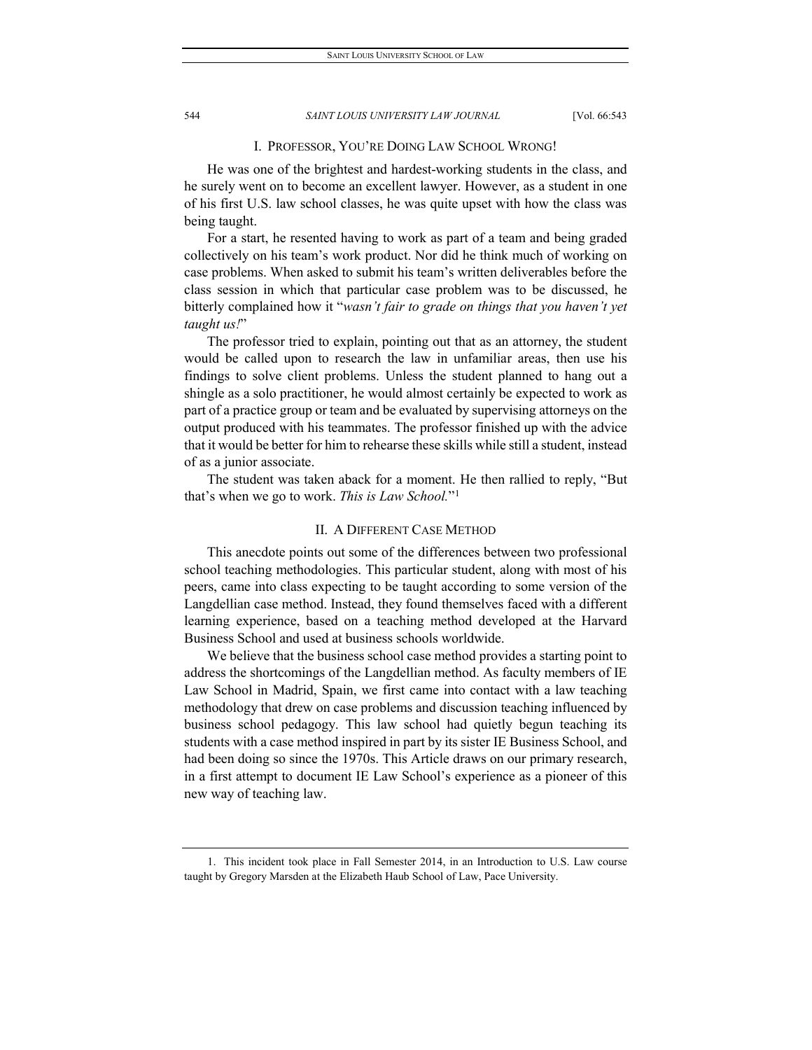## I. Professor, You're Doing Law School Wrong!

He was one of the brightest and hardest-working students in the class, and he surely went on to become an excellent lawyer. However, as a student in one of his first U.S. law school classes, he was quite upset with how the class was being taught.

For a start, he resented having to work as part of a team and being graded collectively on his team's work product. Nor did he think much of working on case problems. When asked to submit his team's written deliverables before the class session in which that particular case problem was to be discussed, he bitterly complained how it "*wasn't fair to grade on things that you haven't yet taught us!*"

The professor tried to explain, pointing out that as an attorney, the student would be called upon to research the law in unfamiliar areas, then use his findings to solve client problems. Unless the student planned to hang out a shingle as a solo practitioner, he would almost certainly be expected to work as part of a practice group or team and be evaluated by supervising attorneys on the output produced with his teammates. The professor finished up with the advice that it would be better for him to rehearse these skills while still a student, instead of as a junior associate.

The student was taken aback for a moment. He then rallied to reply, "But that's when we go to work. *This is Law School.*"[1]

## II. A Different Case Method

This anecdote points out some of the differences between two professional school teaching methodologies. This particular student, along with most of his peers, came into class expecting to be taught according to some version of the Langdellian case method. Instead, they found themselves faced with a different learning experience, based on a teaching method developed at the Harvard Business School and used at business schools worldwide.

We believe that the business school case method provides a starting point to address the shortcomings of the Langdellian method. As faculty members of IE Law School in Madrid, Spain, we first came into contact with a law teaching methodology that drew on case problems and discussion teaching influenced by business school pedagogy. This law school had quietly begun teaching its students with a case method inspired in part by its sister IE Business School, and had been doing so since the 1970s. This Article draws on our primary research, in a first attempt to document IE Law School's experience as a pioneer of this new way of teaching law.

---

1. This incident took place in Fall Semester 2014, in an Introduction to U.S. Law course taught by Gregory Marsden at the Elizabeth Haub School of Law, Pace University.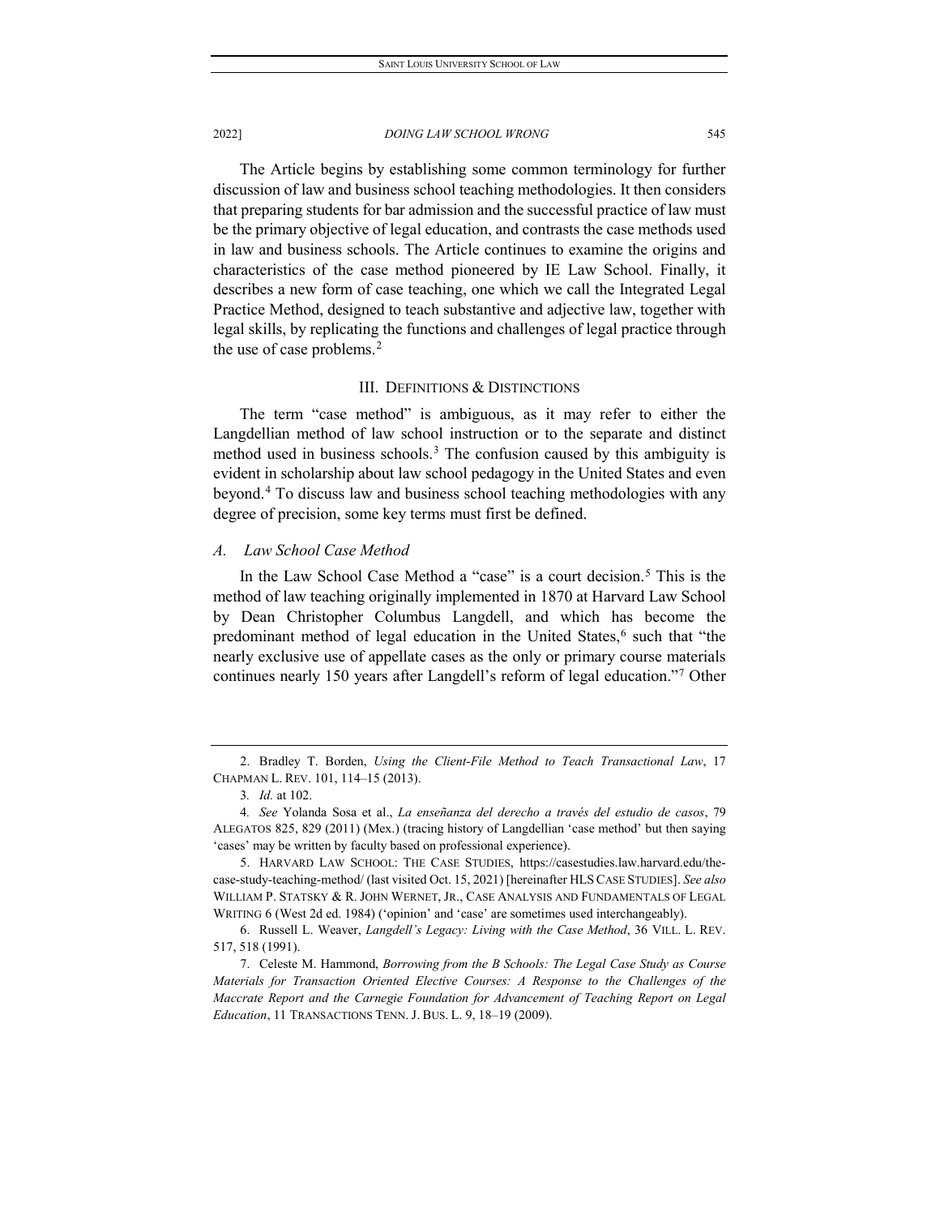The Article begins by establishing some common terminology for further discussion of law and business school teaching methodologies. It then considers that preparing students for bar admission and the successful practice of law must be the primary objective of legal education, and contrasts the case methods used in law and business schools. The Article continues to examine the origins and characteristics of the case method pioneered by IE Law School. Finally, it describes a new form of case teaching, one which we call the Integrated Legal Practice Method, designed to teach substantive and adjective law, together with legal skills, by replicating the functions and challenges of legal practice through the use of case problems.[2]

## III. DEFINITIONS & DISTINCTIONS

The term "case method" is ambiguous, as it may refer to either the Langdellian method of law school instruction or to the separate and distinct method used in business schools.[3] The confusion caused by this ambiguity is evident in scholarship about law school pedagogy in the United States and even beyond.[4] To discuss law and business school teaching methodologies with any degree of precision, some key terms must first be defined.

### *A. Law School Case Method*

In the Law School Case Method a "case" is a court decision.[5] This is the method of law teaching originally implemented in 1870 at Harvard Law School by Dean Christopher Columbus Langdell, and which has become the predominant method of legal education in the United States,[6] such that "the nearly exclusive use of appellate cases as the only or primary course materials continues nearly 150 years after Langdell's reform of legal education."[7] Other

---

2. Bradley T. Borden, *Using the Client-File Method to Teach Transactional Law*, 17 CHAPMAN L. REV. 101, 114–15 (2013).

3. *Id.* at 102.

4. *See* Yolanda Sosa et al., *La enseñanza del derecho a través del estudio de casos*, 79 ALEGATOS 825, 829 (2011) (Mex.) (tracing history of Langdellian 'case method' but then saying 'cases' may be written by faculty based on professional experience).

5. HARVARD LAW SCHOOL: THE CASE STUDIES, https://casestudies.law.harvard.edu/the-case-study-teaching-method/ (last visited Oct. 15, 2021) [hereinafter HLS CASE STUDIES]. *See also* WILLIAM P. STATSKY & R. JOHN WERNET, JR., CASE ANALYSIS AND FUNDAMENTALS OF LEGAL WRITING 6 (West 2d ed. 1984) ('opinion' and 'case' are sometimes used interchangeably).

6. Russell L. Weaver, *Langdell's Legacy: Living with the Case Method*, 36 VILL. L. REV. 517, 518 (1991).

7. Celeste M. Hammond, *Borrowing from the B Schools: The Legal Case Study as Course Materials for Transaction Oriented Elective Courses: A Response to the Challenges of the Maccrate Report and the Carnegie Foundation for Advancement of Teaching Report on Legal Education*, 11 TRANSACTIONS TENN. J. BUS. L. 9, 18–19 (2009).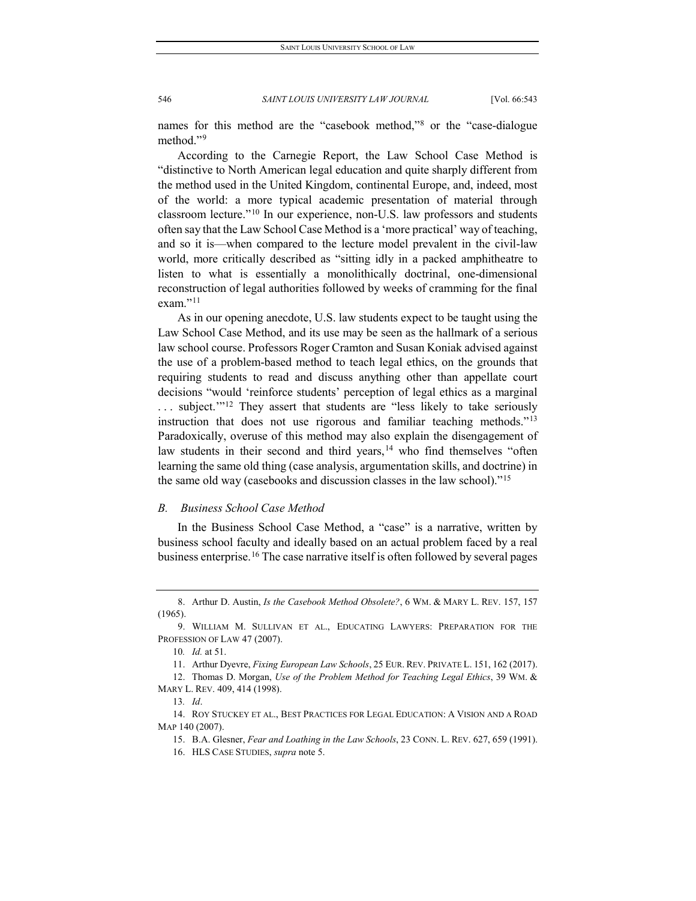names for this method are the "casebook method,"[8] or the "case-dialogue method."[9]

According to the Carnegie Report, the Law School Case Method is "distinctive to North American legal education and quite sharply different from the method used in the United Kingdom, continental Europe, and, indeed, most of the world: a more typical academic presentation of material through classroom lecture."[10] In our experience, non-U.S. law professors and students often say that the Law School Case Method is a 'more practical' way of teaching, and so it is—when compared to the lecture model prevalent in the civil-law world, more critically described as "sitting idly in a packed amphitheatre to listen to what is essentially a monolithically doctrinal, one-dimensional reconstruction of legal authorities followed by weeks of cramming for the final exam."[11]

As in our opening anecdote, U.S. law students expect to be taught using the Law School Case Method, and its use may be seen as the hallmark of a serious law school course. Professors Roger Cramton and Susan Koniak advised against the use of a problem-based method to teach legal ethics, on the grounds that requiring students to read and discuss anything other than appellate court decisions "would 'reinforce students' perception of legal ethics as a marginal . . . subject.'"[12] They assert that students are "less likely to take seriously instruction that does not use rigorous and familiar teaching methods."[13] Paradoxically, overuse of this method may also explain the disengagement of law students in their second and third years,[14] who find themselves "often learning the same old thing (case analysis, argumentation skills, and doctrine) in the same old way (casebooks and discussion classes in the law school)."[15]

### *B. Business School Case Method*

In the Business School Case Method, a "case" is a narrative, written by business school faculty and ideally based on an actual problem faced by a real business enterprise.[16] The case narrative itself is often followed by several pages

---

8. Arthur D. Austin, *Is the Casebook Method Obsolete?*, 6 WM. & MARY L. REV. 157, 157 (1965).

9. WILLIAM M. SULLIVAN ET AL., EDUCATING LAWYERS: PREPARATION FOR THE PROFESSION OF LAW 47 (2007).

10. *Id.* at 51.

11. Arthur Dyevre, *Fixing European Law Schools*, 25 EUR. REV. PRIVATE L. 151, 162 (2017).

12. Thomas D. Morgan, *Use of the Problem Method for Teaching Legal Ethics*, 39 WM. & MARY L. REV. 409, 414 (1998).

13. *Id*.

14. ROY STUCKEY ET AL., BEST PRACTICES FOR LEGAL EDUCATION: A VISION AND A ROAD MAP 140 (2007).

15. B.A. Glesner, *Fear and Loathing in the Law Schools*, 23 CONN. L. REV. 627, 659 (1991).

16. HLS CASE STUDIES, *supra* note 5.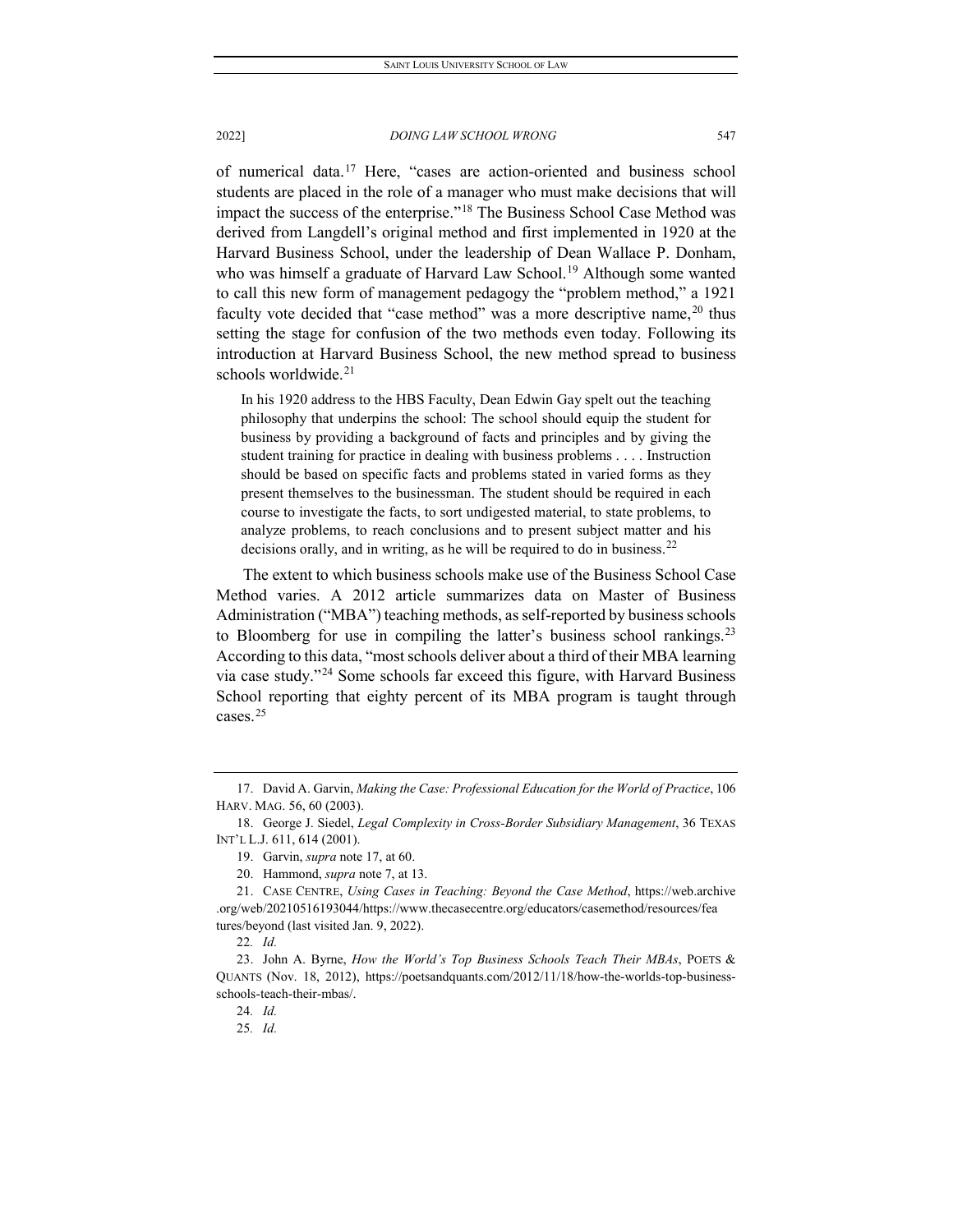of numerical data.[17] Here, "cases are action-oriented and business school students are placed in the role of a manager who must make decisions that will impact the success of the enterprise."[18] The Business School Case Method was derived from Langdell's original method and first implemented in 1920 at the Harvard Business School, under the leadership of Dean Wallace P. Donham, who was himself a graduate of Harvard Law School.[19] Although some wanted to call this new form of management pedagogy the "problem method," a 1921 faculty vote decided that "case method" was a more descriptive name,[20] thus setting the stage for confusion of the two methods even today. Following its introduction at Harvard Business School, the new method spread to business schools worldwide.[21]

> In his 1920 address to the HBS Faculty, Dean Edwin Gay spelt out the teaching philosophy that underpins the school: The school should equip the student for business by providing a background of facts and principles and by giving the student training for practice in dealing with business problems . . . . Instruction should be based on specific facts and problems stated in varied forms as they present themselves to the businessman. The student should be required in each course to investigate the facts, to sort undigested material, to state problems, to analyze problems, to reach conclusions and to present subject matter and his decisions orally, and in writing, as he will be required to do in business.[22]

The extent to which business schools make use of the Business School Case Method varies. A 2012 article summarizes data on Master of Business Administration ("MBA") teaching methods, as self-reported by business schools to Bloomberg for use in compiling the latter's business school rankings.[23] According to this data, "most schools deliver about a third of their MBA learning via case study."[24] Some schools far exceed this figure, with Harvard Business School reporting that eighty percent of its MBA program is taught through cases.[25]

---

17. David A. Garvin, *Making the Case: Professional Education for the World of Practice*, 106 HARV. MAG. 56, 60 (2003).

18. George J. Siedel, *Legal Complexity in Cross-Border Subsidiary Management*, 36 TEXAS INT'L L.J. 611, 614 (2001).

19. Garvin, *supra* note 17, at 60.

20. Hammond, *supra* note 7, at 13.

21. CASE CENTRE, *Using Cases in Teaching: Beyond the Case Method*, https://web.archive.org/web/20210516193044/https://www.thecasecentre.org/educators/casemethod/resources/features/beyond (last visited Jan. 9, 2022).

22. *Id.*

23. John A. Byrne, *How the World's Top Business Schools Teach Their MBAs*, POETS & QUANTS (Nov. 18, 2012), https://poetsandquants.com/2012/11/18/how-the-worlds-top-business-schools-teach-their-mbas/.

24. *Id.*

25. *Id.*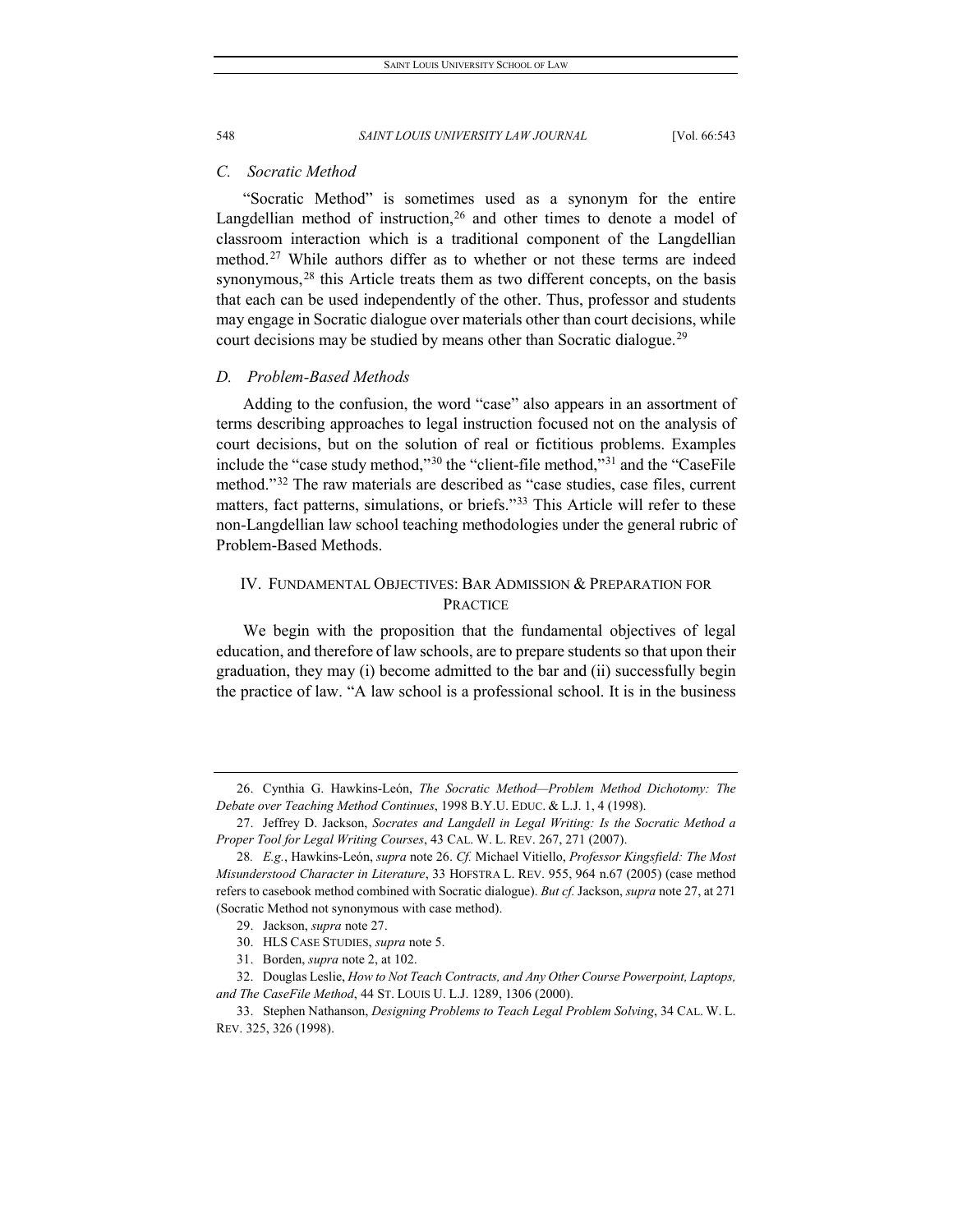### C. Socratic Method

"Socratic Method" is sometimes used as a synonym for the entire Langdellian method of instruction,[26] and other times to denote a model of classroom interaction which is a traditional component of the Langdellian method.[27] While authors differ as to whether or not these terms are indeed synonymous,[28] this Article treats them as two different concepts, on the basis that each can be used independently of the other. Thus, professor and students may engage in Socratic dialogue over materials other than court decisions, while court decisions may be studied by means other than Socratic dialogue.[29]

### D. Problem-Based Methods

Adding to the confusion, the word "case" also appears in an assortment of terms describing approaches to legal instruction focused not on the analysis of court decisions, but on the solution of real or fictitious problems. Examples include the "case study method,"[30] the "client-file method,"[31] and the "CaseFile method."[32] The raw materials are described as "case studies, case files, current matters, fact patterns, simulations, or briefs."[33] This Article will refer to these non-Langdellian law school teaching methodologies under the general rubric of Problem-Based Methods.

## IV. FUNDAMENTAL OBJECTIVES: BAR ADMISSION & PREPARATION FOR PRACTICE

We begin with the proposition that the fundamental objectives of legal education, and therefore of law schools, are to prepare students so that upon their graduation, they may (i) become admitted to the bar and (ii) successfully begin the practice of law. "A law school is a professional school. It is in the business

---

26. Cynthia G. Hawkins-León, *The Socratic Method—Problem Method Dichotomy: The Debate over Teaching Method Continues*, 1998 B.Y.U. EDUC. & L.J. 1, 4 (1998).

27. Jeffrey D. Jackson, *Socrates and Langdell in Legal Writing: Is the Socratic Method a Proper Tool for Legal Writing Courses*, 43 CAL. W. L. REV. 267, 271 (2007).

28. *E.g.*, Hawkins-León, *supra* note 26. *Cf.* Michael Vitiello, *Professor Kingsfield: The Most Misunderstood Character in Literature*, 33 HOFSTRA L. REV. 955, 964 n.67 (2005) (case method refers to casebook method combined with Socratic dialogue). *But cf.* Jackson, *supra* note 27, at 271 (Socratic Method not synonymous with case method).

29. Jackson, *supra* note 27.

30. HLS CASE STUDIES, *supra* note 5.

31. Borden, *supra* note 2, at 102.

32. Douglas Leslie, *How to Not Teach Contracts, and Any Other Course Powerpoint, Laptops, and The CaseFile Method*, 44 ST. LOUIS U. L.J. 1289, 1306 (2000).

33. Stephen Nathanson, *Designing Problems to Teach Legal Problem Solving*, 34 CAL. W. L. REV. 325, 326 (1998).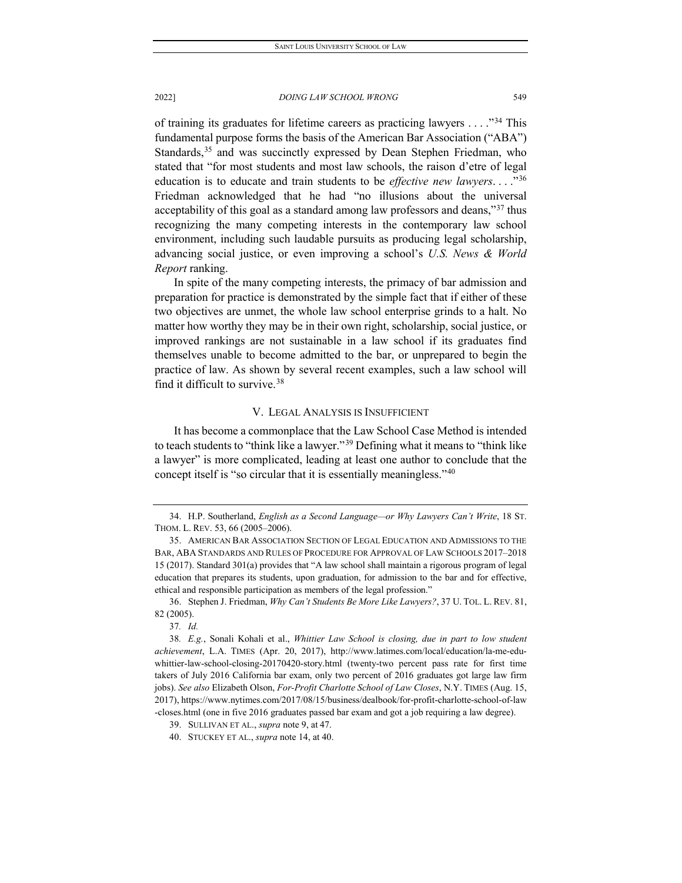of training its graduates for lifetime careers as practicing lawyers . . . ."[34] This fundamental purpose forms the basis of the American Bar Association ("ABA") Standards,[35] and was succinctly expressed by Dean Stephen Friedman, who stated that "for most students and most law schools, the raison d'etre of legal education is to educate and train students to be *effective new lawyers*. . . ."[36] Friedman acknowledged that he had "no illusions about the universal acceptability of this goal as a standard among law professors and deans,"[37] thus recognizing the many competing interests in the contemporary law school environment, including such laudable pursuits as producing legal scholarship, advancing social justice, or even improving a school's *U.S. News & World Report* ranking.

In spite of the many competing interests, the primacy of bar admission and preparation for practice is demonstrated by the simple fact that if either of these two objectives are unmet, the whole law school enterprise grinds to a halt. No matter how worthy they may be in their own right, scholarship, social justice, or improved rankings are not sustainable in a law school if its graduates find themselves unable to become admitted to the bar, or unprepared to begin the practice of law. As shown by several recent examples, such a law school will find it difficult to survive.[38]

## V. Legal Analysis is Insufficient

It has become a commonplace that the Law School Case Method is intended to teach students to "think like a lawyer."[39] Defining what it means to "think like a lawyer" is more complicated, leading at least one author to conclude that the concept itself is "so circular that it is essentially meaningless."[40]

---

34. H.P. Southerland, *English as a Second Language—or Why Lawyers Can't Write*, 18 St. Thom. L. Rev. 53, 66 (2005–2006).

35. American Bar Association Section of Legal Education and Admissions to the Bar, ABA Standards and Rules of Procedure for Approval of Law Schools 2017–2018 15 (2017). Standard 301(a) provides that "A law school shall maintain a rigorous program of legal education that prepares its students, upon graduation, for admission to the bar and for effective, ethical and responsible participation as members of the legal profession."

36. Stephen J. Friedman, *Why Can't Students Be More Like Lawyers?*, 37 U. Tol. L. Rev. 81, 82 (2005).

37. *Id.*

38. *E.g.*, Sonali Kohali et al., *Whittier Law School is closing, due in part to low student achievement*, L.A. Times (Apr. 20, 2017), http://www.latimes.com/local/education/la-me-edu-whittier-law-school-closing-20170420-story.html (twenty-two percent pass rate for first time takers of July 2016 California bar exam, only two percent of 2016 graduates got large law firm jobs). *See also* Elizabeth Olson, *For-Profit Charlotte School of Law Closes*, N.Y. Times (Aug. 15, 2017), https://www.nytimes.com/2017/08/15/business/dealbook/for-profit-charlotte-school-of-law-closes.html (one in five 2016 graduates passed bar exam and got a job requiring a law degree).

39. Sullivan et al., *supra* note 9, at 47.

40. Stuckey et al., *supra* note 14, at 40.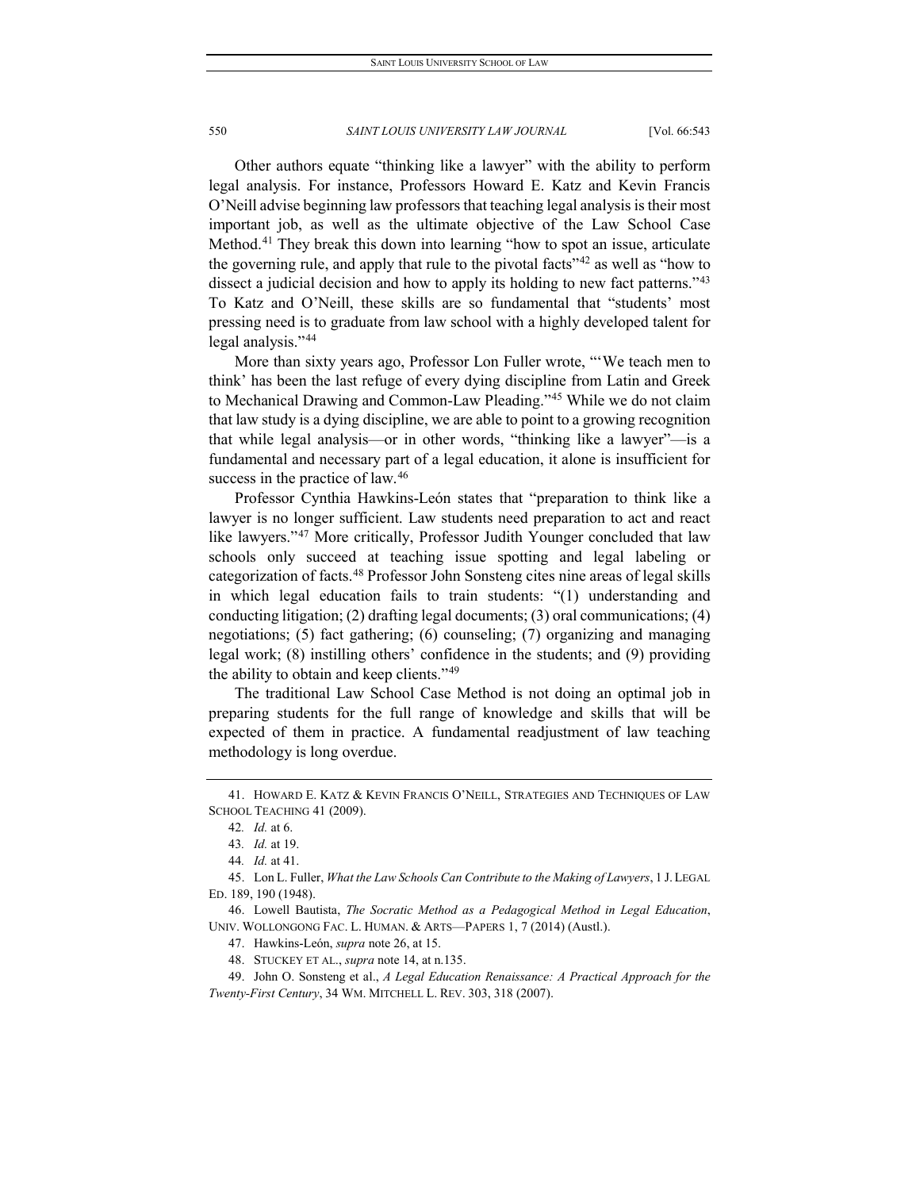Other authors equate "thinking like a lawyer" with the ability to perform legal analysis. For instance, Professors Howard E. Katz and Kevin Francis O'Neill advise beginning law professors that teaching legal analysis is their most important job, as well as the ultimate objective of the Law School Case Method.[41] They break this down into learning "how to spot an issue, articulate the governing rule, and apply that rule to the pivotal facts"[42] as well as "how to dissect a judicial decision and how to apply its holding to new fact patterns."[43] To Katz and O'Neill, these skills are so fundamental that "students' most pressing need is to graduate from law school with a highly developed talent for legal analysis."[44]

More than sixty years ago, Professor Lon Fuller wrote, "'We teach men to think' has been the last refuge of every dying discipline from Latin and Greek to Mechanical Drawing and Common-Law Pleading."[45] While we do not claim that law study is a dying discipline, we are able to point to a growing recognition that while legal analysis—or in other words, "thinking like a lawyer"—is a fundamental and necessary part of a legal education, it alone is insufficient for success in the practice of law.[46]

Professor Cynthia Hawkins-León states that "preparation to think like a lawyer is no longer sufficient. Law students need preparation to act and react like lawyers."[47] More critically, Professor Judith Younger concluded that law schools only succeed at teaching issue spotting and legal labeling or categorization of facts.[48] Professor John Sonsteng cites nine areas of legal skills in which legal education fails to train students: "(1) understanding and conducting litigation; (2) drafting legal documents; (3) oral communications; (4) negotiations; (5) fact gathering; (6) counseling; (7) organizing and managing legal work; (8) instilling others' confidence in the students; and (9) providing the ability to obtain and keep clients."[49]

The traditional Law School Case Method is not doing an optimal job in preparing students for the full range of knowledge and skills that will be expected of them in practice. A fundamental readjustment of law teaching methodology is long overdue.

---

41. HOWARD E. KATZ & KEVIN FRANCIS O'NEILL, STRATEGIES AND TECHNIQUES OF LAW SCHOOL TEACHING 41 (2009).

42. *Id.* at 6.

43. *Id.* at 19.

44. *Id.* at 41.

45. Lon L. Fuller, *What the Law Schools Can Contribute to the Making of Lawyers*, 1 J. LEGAL ED. 189, 190 (1948).

46. Lowell Bautista, *The Socratic Method as a Pedagogical Method in Legal Education*, UNIV. WOLLONGONG FAC. L. HUMAN. & ARTS—PAPERS 1, 7 (2014) (Austl.).

47. Hawkins-León, *supra* note 26, at 15.

48. STUCKEY ET AL., *supra* note 14, at n.135.

49. John O. Sonsteng et al., *A Legal Education Renaissance: A Practical Approach for the Twenty-First Century*, 34 WM. MITCHELL L. REV. 303, 318 (2007).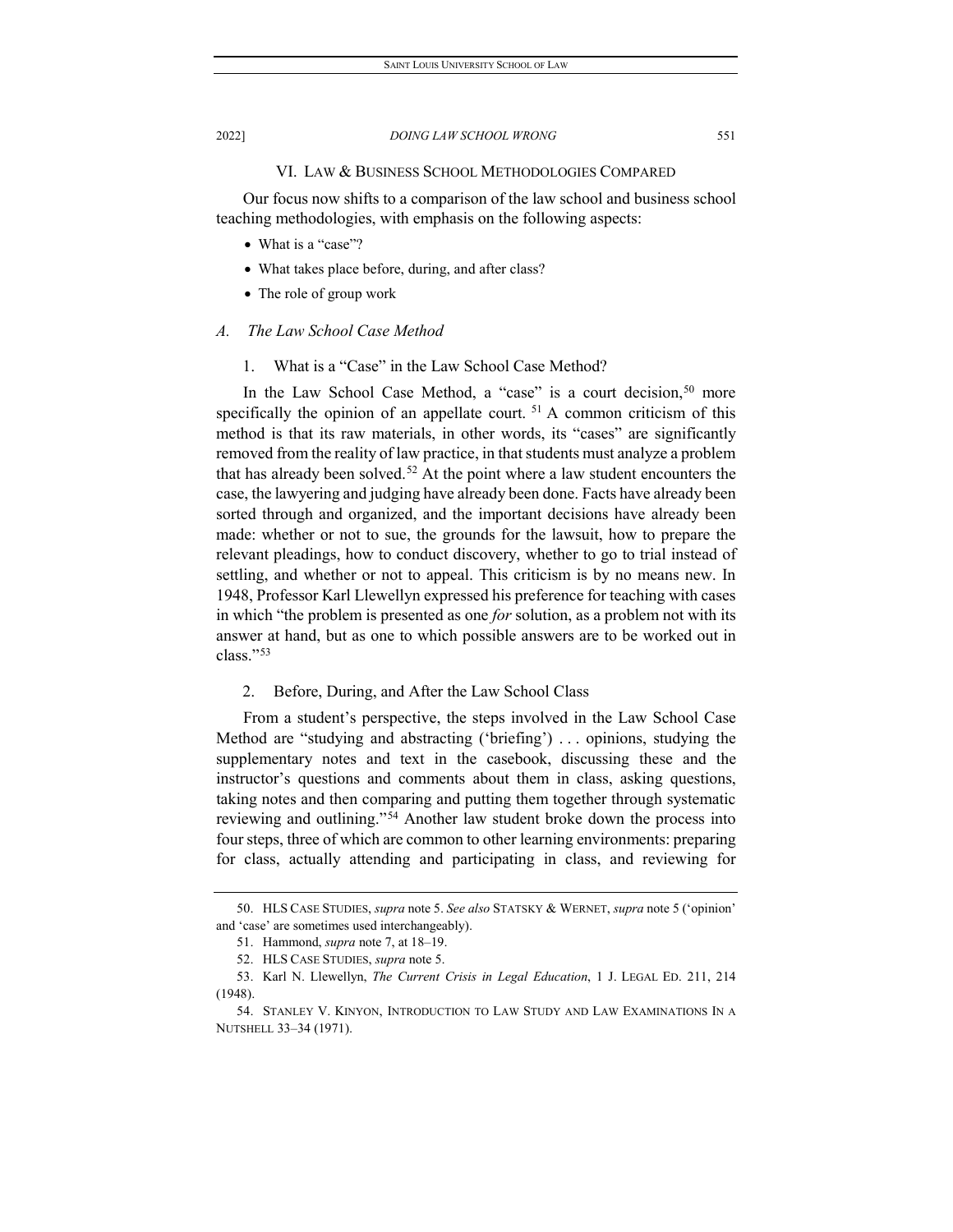## VI. LAW & BUSINESS SCHOOL METHODOLOGIES COMPARED

Our focus now shifts to a comparison of the law school and business school teaching methodologies, with emphasis on the following aspects:

- What is a "case"?
- What takes place before, during, and after class?
- The role of group work

### *A. The Law School Case Method*

#### 1. What is a "Case" in the Law School Case Method?

In the Law School Case Method, a "case" is a court decision,[50] more specifically the opinion of an appellate court.[51] A common criticism of this method is that its raw materials, in other words, its "cases" are significantly removed from the reality of law practice, in that students must analyze a problem that has already been solved.[52] At the point where a law student encounters the case, the lawyering and judging have already been done. Facts have already been sorted through and organized, and the important decisions have already been made: whether or not to sue, the grounds for the lawsuit, how to prepare the relevant pleadings, how to conduct discovery, whether to go to trial instead of settling, and whether or not to appeal. This criticism is by no means new. In 1948, Professor Karl Llewellyn expressed his preference for teaching with cases in which "the problem is presented as one *for* solution, as a problem not with its answer at hand, but as one to which possible answers are to be worked out in class."[53]

#### 2. Before, During, and After the Law School Class

From a student's perspective, the steps involved in the Law School Case Method are "studying and abstracting ('briefing') . . . opinions, studying the supplementary notes and text in the casebook, discussing these and the instructor's questions and comments about them in class, asking questions, taking notes and then comparing and putting them together through systematic reviewing and outlining."[54] Another law student broke down the process into four steps, three of which are common to other learning environments: preparing for class, actually attending and participating in class, and reviewing for

---

50. HLS CASE STUDIES, *supra* note 5. *See also* STATSKY & WERNET, *supra* note 5 ('opinion' and 'case' are sometimes used interchangeably).

51. Hammond, *supra* note 7, at 18–19.

52. HLS CASE STUDIES, *supra* note 5.

53. Karl N. Llewellyn, *The Current Crisis in Legal Education*, 1 J. LEGAL ED. 211, 214 (1948).

54. STANLEY V. KINYON, INTRODUCTION TO LAW STUDY AND LAW EXAMINATIONS IN A NUTSHELL 33–34 (1971).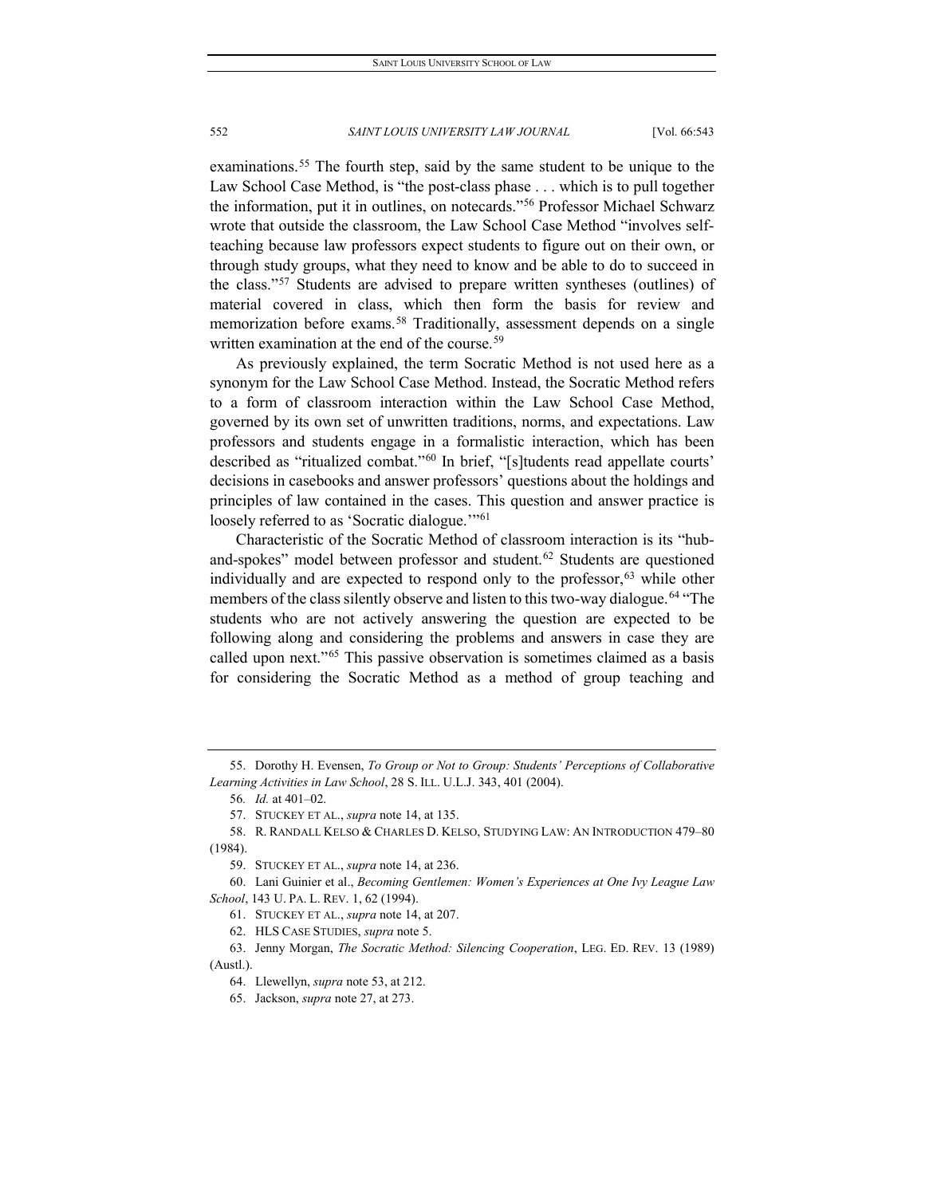examinations.[55] The fourth step, said by the same student to be unique to the Law School Case Method, is "the post-class phase . . . which is to pull together the information, put it in outlines, on notecards."[56] Professor Michael Schwarz wrote that outside the classroom, the Law School Case Method "involves self-teaching because law professors expect students to figure out on their own, or through study groups, what they need to know and be able to do to succeed in the class."[57] Students are advised to prepare written syntheses (outlines) of material covered in class, which then form the basis for review and memorization before exams.[58] Traditionally, assessment depends on a single written examination at the end of the course.[59]

As previously explained, the term Socratic Method is not used here as a synonym for the Law School Case Method. Instead, the Socratic Method refers to a form of classroom interaction within the Law School Case Method, governed by its own set of unwritten traditions, norms, and expectations. Law professors and students engage in a formalistic interaction, which has been described as "ritualized combat."[60] In brief, "[s]tudents read appellate courts' decisions in casebooks and answer professors' questions about the holdings and principles of law contained in the cases. This question and answer practice is loosely referred to as 'Socratic dialogue.'"[61]

Characteristic of the Socratic Method of classroom interaction is its "hub-and-spokes" model between professor and student.[62] Students are questioned individually and are expected to respond only to the professor,[63] while other members of the class silently observe and listen to this two-way dialogue.[64] "The students who are not actively answering the question are expected to be following along and considering the problems and answers in case they are called upon next."[65] This passive observation is sometimes claimed as a basis for considering the Socratic Method as a method of group teaching and

---

55. Dorothy H. Evensen, *To Group or Not to Group: Students' Perceptions of Collaborative Learning Activities in Law School*, 28 S. ILL. U.L.J. 343, 401 (2004).

56. *Id.* at 401–02.

57. STUCKEY ET AL., *supra* note 14, at 135.

58. R. RANDALL KELSO & CHARLES D. KELSO, STUDYING LAW: AN INTRODUCTION 479–80 (1984).

59. STUCKEY ET AL., *supra* note 14, at 236.

60. Lani Guinier et al., *Becoming Gentlemen: Women's Experiences at One Ivy League Law School*, 143 U. PA. L. REV. 1, 62 (1994).

61. STUCKEY ET AL., *supra* note 14, at 207.

62. HLS CASE STUDIES, *supra* note 5.

63. Jenny Morgan, *The Socratic Method: Silencing Cooperation*, LEG. ED. REV. 13 (1989) (Austl.).

64. Llewellyn, *supra* note 53, at 212.

65. Jackson, *supra* note 27, at 273.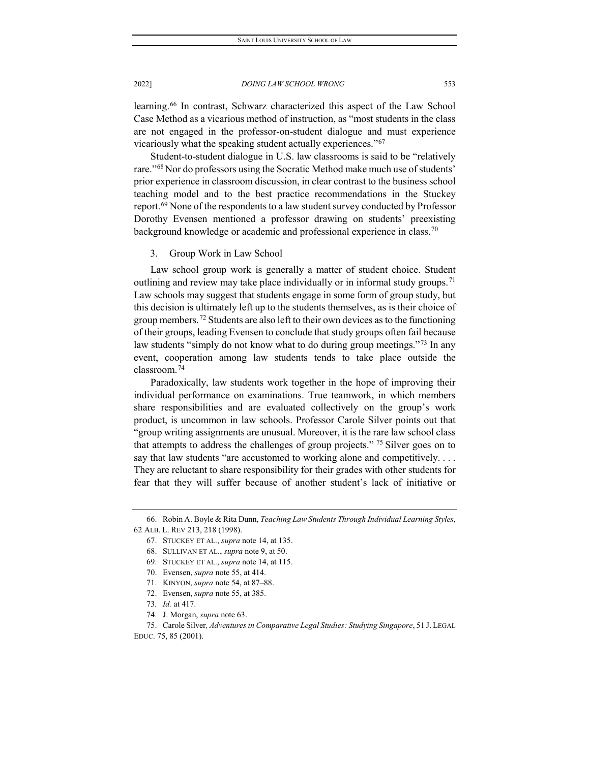learning.[66] In contrast, Schwarz characterized this aspect of the Law School Case Method as a vicarious method of instruction, as "most students in the class are not engaged in the professor-on-student dialogue and must experience vicariously what the speaking student actually experiences."[67]

Student-to-student dialogue in U.S. law classrooms is said to be "relatively rare."[68] Nor do professors using the Socratic Method make much use of students' prior experience in classroom discussion, in clear contrast to the business school teaching model and to the best practice recommendations in the Stuckey report.[69] None of the respondents to a law student survey conducted by Professor Dorothy Evensen mentioned a professor drawing on students' preexisting background knowledge or academic and professional experience in class.[70]

### 3. Group Work in Law School

Law school group work is generally a matter of student choice. Student outlining and review may take place individually or in informal study groups.[71] Law schools may suggest that students engage in some form of group study, but this decision is ultimately left up to the students themselves, as is their choice of group members.[72] Students are also left to their own devices as to the functioning of their groups, leading Evensen to conclude that study groups often fail because law students "simply do not know what to do during group meetings."[73] In any event, cooperation among law students tends to take place outside the classroom.[74]

Paradoxically, law students work together in the hope of improving their individual performance on examinations. True teamwork, in which members share responsibilities and are evaluated collectively on the group's work product, is uncommon in law schools. Professor Carole Silver points out that "group writing assignments are unusual. Moreover, it is the rare law school class that attempts to address the challenges of group projects." [75] Silver goes on to say that law students "are accustomed to working alone and competitively. . . . They are reluctant to share responsibility for their grades with other students for fear that they will suffer because of another student's lack of initiative or

---

66. Robin A. Boyle & Rita Dunn, *Teaching Law Students Through Individual Learning Styles*, 62 ALB. L. REV 213, 218 (1998).

67. STUCKEY ET AL., *supra* note 14, at 135.

68. SULLIVAN ET AL., *supra* note 9, at 50.

69. STUCKEY ET AL., *supra* note 14, at 115.

70. Evensen, *supra* note 55, at 414.

71. KINYON, *supra* note 54, at 87–88.

72. Evensen, *supra* note 55, at 385.

73. *Id.* at 417.

74. J. Morgan, *supra* note 63.

75. Carole Silver*, Adventures in Comparative Legal Studies: Studying Singapore*, 51 J. LEGAL EDUC. 75, 85 (2001).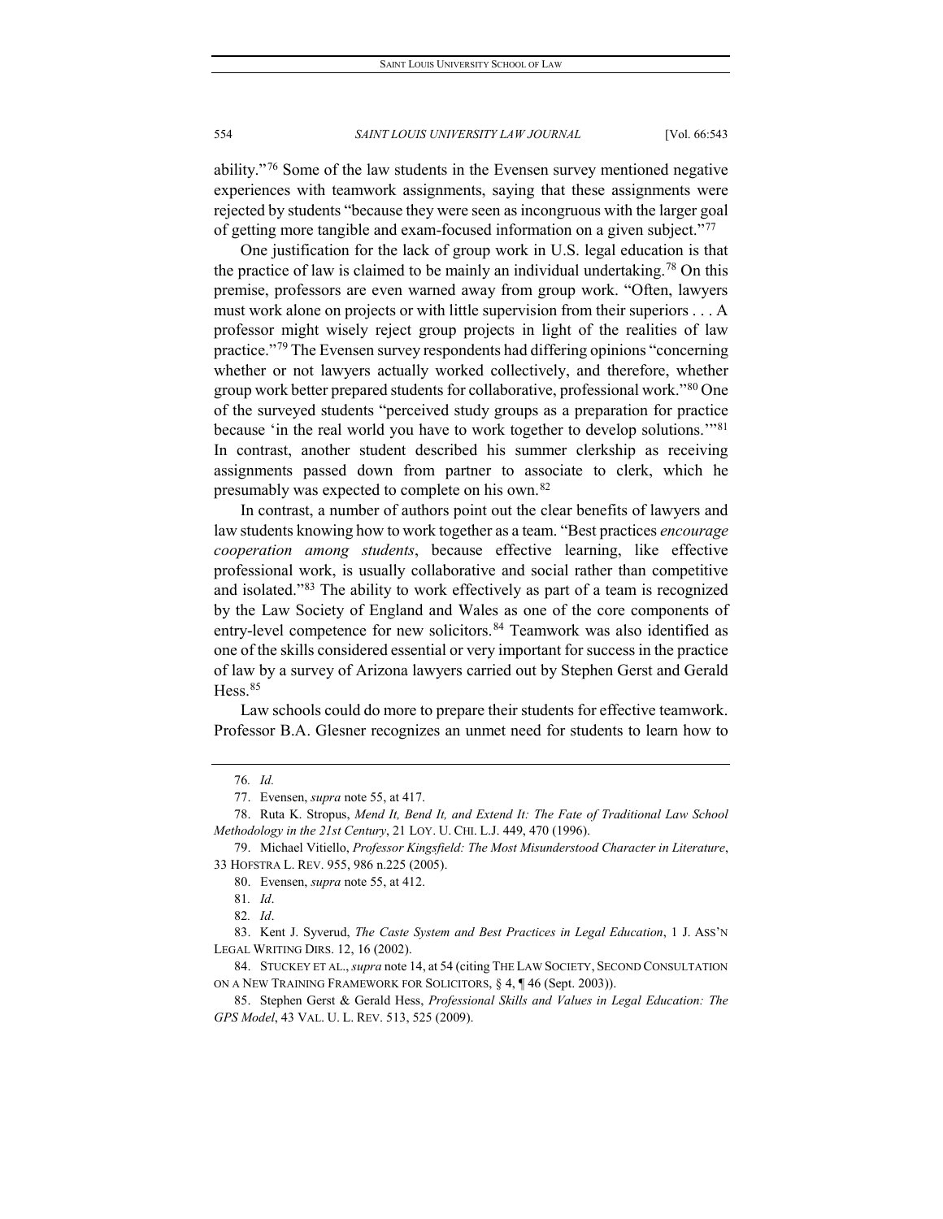ability."[76] Some of the law students in the Evensen survey mentioned negative experiences with teamwork assignments, saying that these assignments were rejected by students "because they were seen as incongruous with the larger goal of getting more tangible and exam-focused information on a given subject."[77]

One justification for the lack of group work in U.S. legal education is that the practice of law is claimed to be mainly an individual undertaking.[78] On this premise, professors are even warned away from group work. "Often, lawyers must work alone on projects or with little supervision from their superiors . . . A professor might wisely reject group projects in light of the realities of law practice."[79] The Evensen survey respondents had differing opinions "concerning whether or not lawyers actually worked collectively, and therefore, whether group work better prepared students for collaborative, professional work."[80] One of the surveyed students "perceived study groups as a preparation for practice because 'in the real world you have to work together to develop solutions.'"[81] In contrast, another student described his summer clerkship as receiving assignments passed down from partner to associate to clerk, which he presumably was expected to complete on his own.[82]

In contrast, a number of authors point out the clear benefits of lawyers and law students knowing how to work together as a team. "Best practices *encourage cooperation among students*, because effective learning, like effective professional work, is usually collaborative and social rather than competitive and isolated."[83] The ability to work effectively as part of a team is recognized by the Law Society of England and Wales as one of the core components of entry-level competence for new solicitors.[84] Teamwork was also identified as one of the skills considered essential or very important for success in the practice of law by a survey of Arizona lawyers carried out by Stephen Gerst and Gerald Hess.[85]

Law schools could do more to prepare their students for effective teamwork. Professor B.A. Glesner recognizes an unmet need for students to learn how to

---

76. *Id.*

77. Evensen, *supra* note 55, at 417.

78. Ruta K. Stropus, *Mend It, Bend It, and Extend It: The Fate of Traditional Law School Methodology in the 21st Century*, 21 LOY. U. CHI. L.J. 449, 470 (1996).

79. Michael Vitiello, *Professor Kingsfield: The Most Misunderstood Character in Literature*, 33 HOFSTRA L. REV. 955, 986 n.225 (2005).

80. Evensen, *supra* note 55, at 412.

81. *Id*.

82. *Id*.

83. Kent J. Syverud, *The Caste System and Best Practices in Legal Education*, 1 J. ASS'N LEGAL WRITING DIRS. 12, 16 (2002).

84. STUCKEY ET AL., *supra* note 14, at 54 (citing THE LAW SOCIETY, SECOND CONSULTATION ON A NEW TRAINING FRAMEWORK FOR SOLICITORS, § 4, ¶ 46 (Sept. 2003)).

85. Stephen Gerst & Gerald Hess, *Professional Skills and Values in Legal Education: The GPS Model*, 43 VAL. U. L. REV. 513, 525 (2009).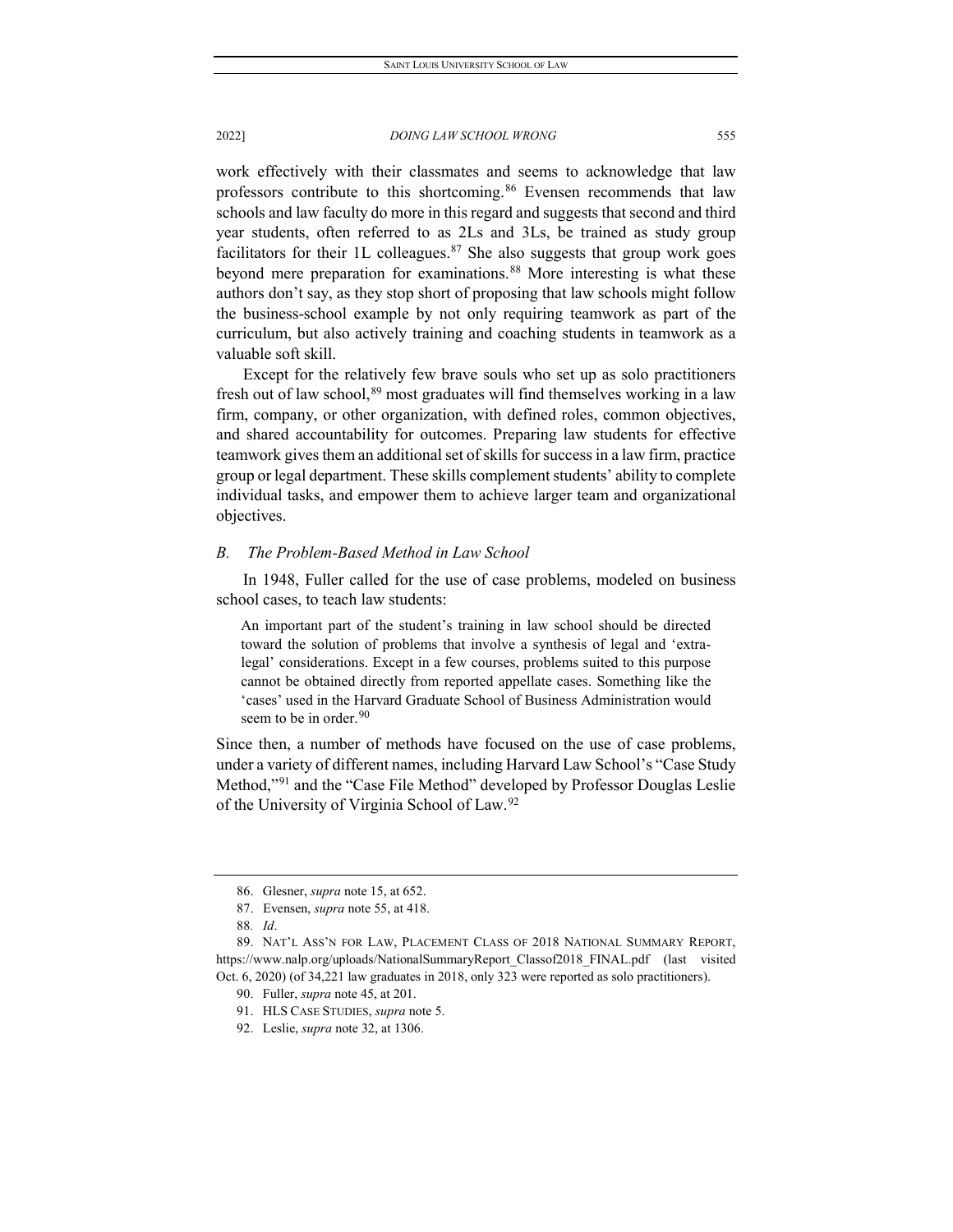work effectively with their classmates and seems to acknowledge that law professors contribute to this shortcoming.[86] Evensen recommends that law schools and law faculty do more in this regard and suggests that second and third year students, often referred to as 2Ls and 3Ls, be trained as study group facilitators for their 1L colleagues.[87] She also suggests that group work goes beyond mere preparation for examinations.[88] More interesting is what these authors don't say, as they stop short of proposing that law schools might follow the business-school example by not only requiring teamwork as part of the curriculum, but also actively training and coaching students in teamwork as a valuable soft skill.

Except for the relatively few brave souls who set up as solo practitioners fresh out of law school,[89] most graduates will find themselves working in a law firm, company, or other organization, with defined roles, common objectives, and shared accountability for outcomes. Preparing law students for effective teamwork gives them an additional set of skills for success in a law firm, practice group or legal department. These skills complement students' ability to complete individual tasks, and empower them to achieve larger team and organizational objectives.

### *B. The Problem-Based Method in Law School*

In 1948, Fuller called for the use of case problems, modeled on business school cases, to teach law students:

> An important part of the student's training in law school should be directed toward the solution of problems that involve a synthesis of legal and 'extra-legal' considerations. Except in a few courses, problems suited to this purpose cannot be obtained directly from reported appellate cases. Something like the 'cases' used in the Harvard Graduate School of Business Administration would seem to be in order.[90]

Since then, a number of methods have focused on the use of case problems, under a variety of different names, including Harvard Law School's "Case Study Method,"[91] and the "Case File Method" developed by Professor Douglas Leslie of the University of Virginia School of Law.[92]

---

86. Glesner, *supra* note 15, at 652.

87. Evensen, *supra* note 55, at 418.

88. *Id*.

89. NAT'L ASS'N FOR LAW, PLACEMENT CLASS OF 2018 NATIONAL SUMMARY REPORT, https://www.nalp.org/uploads/NationalSummaryReport_Classof2018_FINAL.pdf (last visited Oct. 6, 2020) (of 34,221 law graduates in 2018, only 323 were reported as solo practitioners).

90. Fuller, *supra* note 45, at 201.

91. HLS CASE STUDIES, *supra* note 5.

92. Leslie, *supra* note 32, at 1306.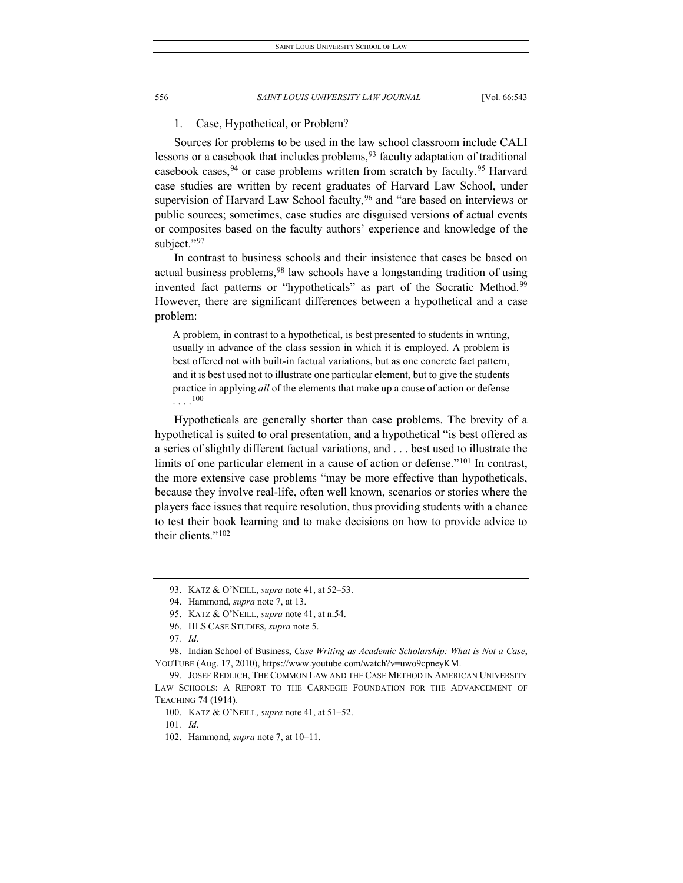### 1. Case, Hypothetical, or Problem?

Sources for problems to be used in the law school classroom include CALI lessons or a casebook that includes problems,[93] faculty adaptation of traditional casebook cases,[94] or case problems written from scratch by faculty.[95] Harvard case studies are written by recent graduates of Harvard Law School, under supervision of Harvard Law School faculty,[96] and "are based on interviews or public sources; sometimes, case studies are disguised versions of actual events or composites based on the faculty authors' experience and knowledge of the subject."[97]

In contrast to business schools and their insistence that cases be based on actual business problems,[98] law schools have a longstanding tradition of using invented fact patterns or "hypotheticals" as part of the Socratic Method.[99] However, there are significant differences between a hypothetical and a case problem:

> A problem, in contrast to a hypothetical, is best presented to students in writing, usually in advance of the class session in which it is employed. A problem is best offered not with built-in factual variations, but as one concrete fact pattern, and it is best used not to illustrate one particular element, but to give the students practice in applying *all* of the elements that make up a cause of action or defense . . . .[100]

Hypotheticals are generally shorter than case problems. The brevity of a hypothetical is suited to oral presentation, and a hypothetical "is best offered as a series of slightly different factual variations, and . . . best used to illustrate the limits of one particular element in a cause of action or defense."[101] In contrast, the more extensive case problems "may be more effective than hypotheticals, because they involve real-life, often well known, scenarios or stories where the players face issues that require resolution, thus providing students with a chance to test their book learning and to make decisions on how to provide advice to their clients."[102]

---

93. KATZ & O'NEILL, *supra* note 41, at 52–53.

94. Hammond, *supra* note 7, at 13.

95. KATZ & O'NEILL, *supra* note 41, at n.54.

96. HLS CASE STUDIES, *supra* note 5.

97. *Id*.

98. Indian School of Business, *Case Writing as Academic Scholarship: What is Not a Case*, YOUTUBE (Aug. 17, 2010), https://www.youtube.com/watch?v=uwo9cpneyKM.

99. JOSEF REDLICH, THE COMMON LAW AND THE CASE METHOD IN AMERICAN UNIVERSITY LAW SCHOOLS: A REPORT TO THE CARNEGIE FOUNDATION FOR THE ADVANCEMENT OF TEACHING 74 (1914).

100. KATZ & O'NEILL, *supra* note 41, at 51–52.

101. *Id*.

102. Hammond, *supra* note 7, at 10–11.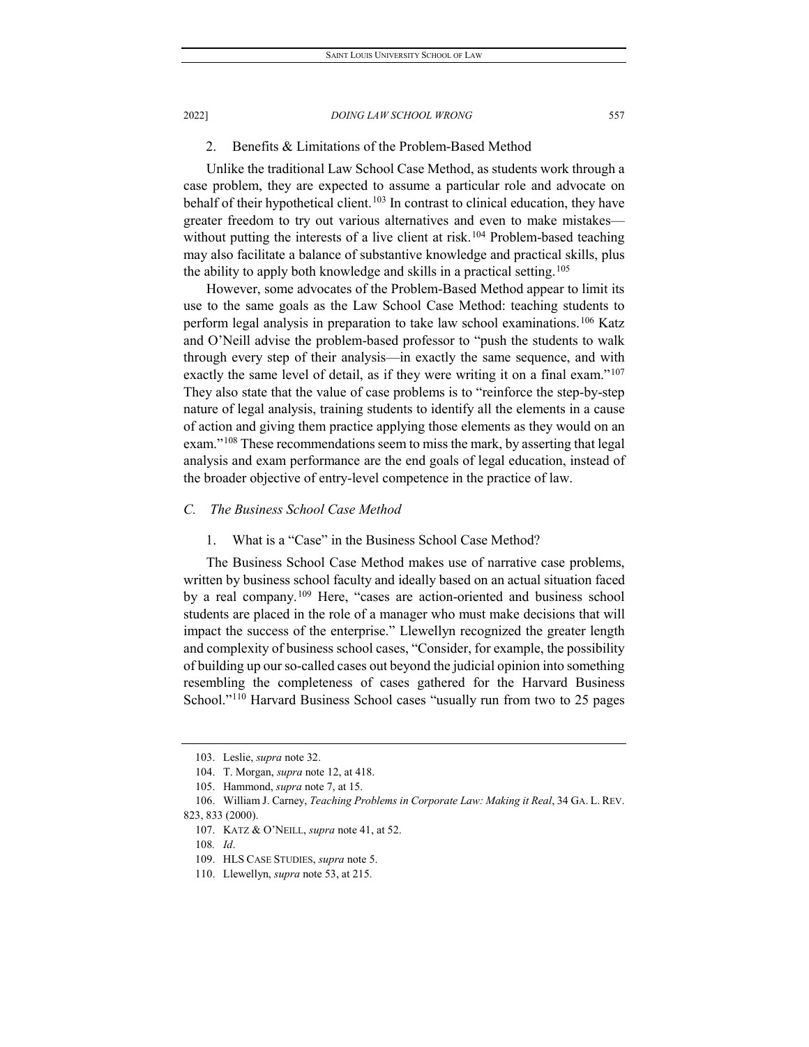### 2. Benefits & Limitations of the Problem-Based Method

Unlike the traditional Law School Case Method, as students work through a case problem, they are expected to assume a particular role and advocate on behalf of their hypothetical client.[103] In contrast to clinical education, they have greater freedom to try out various alternatives and even to make mistakes—without putting the interests of a live client at risk.[104] Problem-based teaching may also facilitate a balance of substantive knowledge and practical skills, plus the ability to apply both knowledge and skills in a practical setting.[105]

However, some advocates of the Problem-Based Method appear to limit its use to the same goals as the Law School Case Method: teaching students to perform legal analysis in preparation to take law school examinations.[106] Katz and O'Neill advise the problem-based professor to "push the students to walk through every step of their analysis—in exactly the same sequence, and with exactly the same level of detail, as if they were writing it on a final exam."[107] They also state that the value of case problems is to "reinforce the step-by-step nature of legal analysis, training students to identify all the elements in a cause of action and giving them practice applying those elements as they would on an exam."[108] These recommendations seem to miss the mark, by asserting that legal analysis and exam performance are the end goals of legal education, instead of the broader objective of entry-level competence in the practice of law.

## *C. The Business School Case Method*

### 1. What is a "Case" in the Business School Case Method?

The Business School Case Method makes use of narrative case problems, written by business school faculty and ideally based on an actual situation faced by a real company.[109] Here, "cases are action-oriented and business school students are placed in the role of a manager who must make decisions that will impact the success of the enterprise." Llewellyn recognized the greater length and complexity of business school cases, "Consider, for example, the possibility of building up our so-called cases out beyond the judicial opinion into something resembling the completeness of cases gathered for the Harvard Business School."[110] Harvard Business School cases "usually run from two to 25 pages

---

103. Leslie, *supra* note 32.

104. T. Morgan, *supra* note 12, at 418.

105. Hammond, *supra* note 7, at 15.

106. William J. Carney, *Teaching Problems in Corporate Law: Making it Real*, 34 GA. L. REV. 823, 833 (2000).

107. KATZ & O'NEILL, *supra* note 41, at 52.

108. *Id*.

109. HLS CASE STUDIES, *supra* note 5.

110. Llewellyn, *supra* note 53, at 215.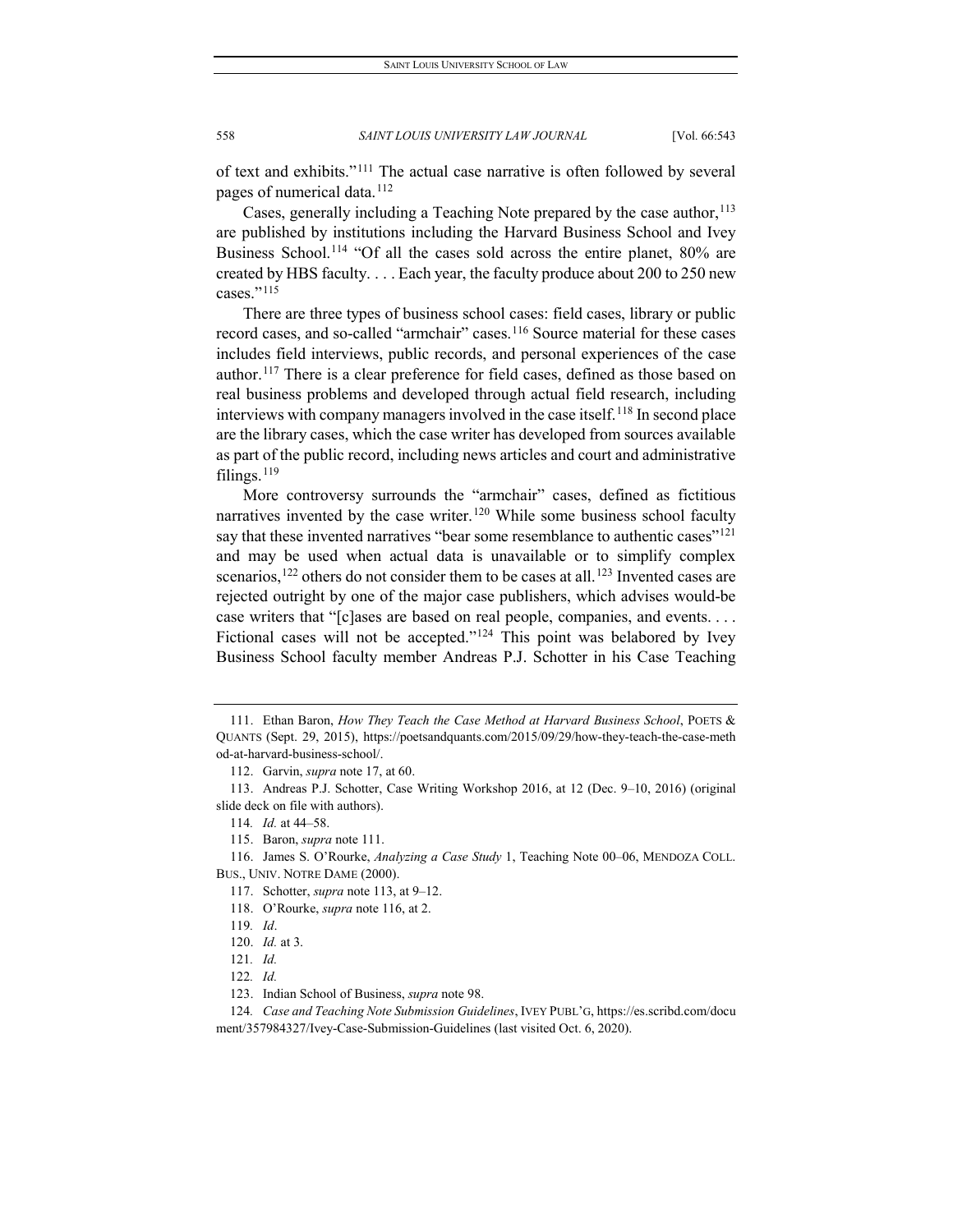of text and exhibits."[111] The actual case narrative is often followed by several pages of numerical data.[112]

Cases, generally including a Teaching Note prepared by the case author,[113] are published by institutions including the Harvard Business School and Ivey Business School.[114] "Of all the cases sold across the entire planet, 80% are created by HBS faculty. . . . Each year, the faculty produce about 200 to 250 new cases."[115]

There are three types of business school cases: field cases, library or public record cases, and so-called "armchair" cases.[116] Source material for these cases includes field interviews, public records, and personal experiences of the case author.[117] There is a clear preference for field cases, defined as those based on real business problems and developed through actual field research, including interviews with company managers involved in the case itself.[118] In second place are the library cases, which the case writer has developed from sources available as part of the public record, including news articles and court and administrative filings.[119]

More controversy surrounds the "armchair" cases, defined as fictitious narratives invented by the case writer.[120] While some business school faculty say that these invented narratives "bear some resemblance to authentic cases"[121] and may be used when actual data is unavailable or to simplify complex scenarios,[122] others do not consider them to be cases at all.[123] Invented cases are rejected outright by one of the major case publishers, which advises would-be case writers that "[c]ases are based on real people, companies, and events. . . . Fictional cases will not be accepted."[124] This point was belabored by Ivey Business School faculty member Andreas P.J. Schotter in his Case Teaching

---

111. Ethan Baron, *How They Teach the Case Method at Harvard Business School*, POETS & QUANTS (Sept. 29, 2015), https://poetsandquants.com/2015/09/29/how-they-teach-the-case-method-at-harvard-business-school/.

112. Garvin, *supra* note 17, at 60.

113. Andreas P.J. Schotter, Case Writing Workshop 2016, at 12 (Dec. 9–10, 2016) (original slide deck on file with authors).

114. *Id.* at 44–58.

115. Baron, *supra* note 111.

116. James S. O'Rourke, *Analyzing a Case Study* 1, Teaching Note 00–06, MENDOZA COLL. BUS., UNIV. NOTRE DAME (2000).

117. Schotter, *supra* note 113, at 9–12.

118. O'Rourke, *supra* note 116, at 2.

119. *Id*.

120. *Id.* at 3.

121. *Id.*

122. *Id.*

123. Indian School of Business, *supra* note 98.

124. *Case and Teaching Note Submission Guidelines*, IVEY PUBL'G, https://es.scribd.com/document/357984327/Ivey-Case-Submission-Guidelines (last visited Oct. 6, 2020).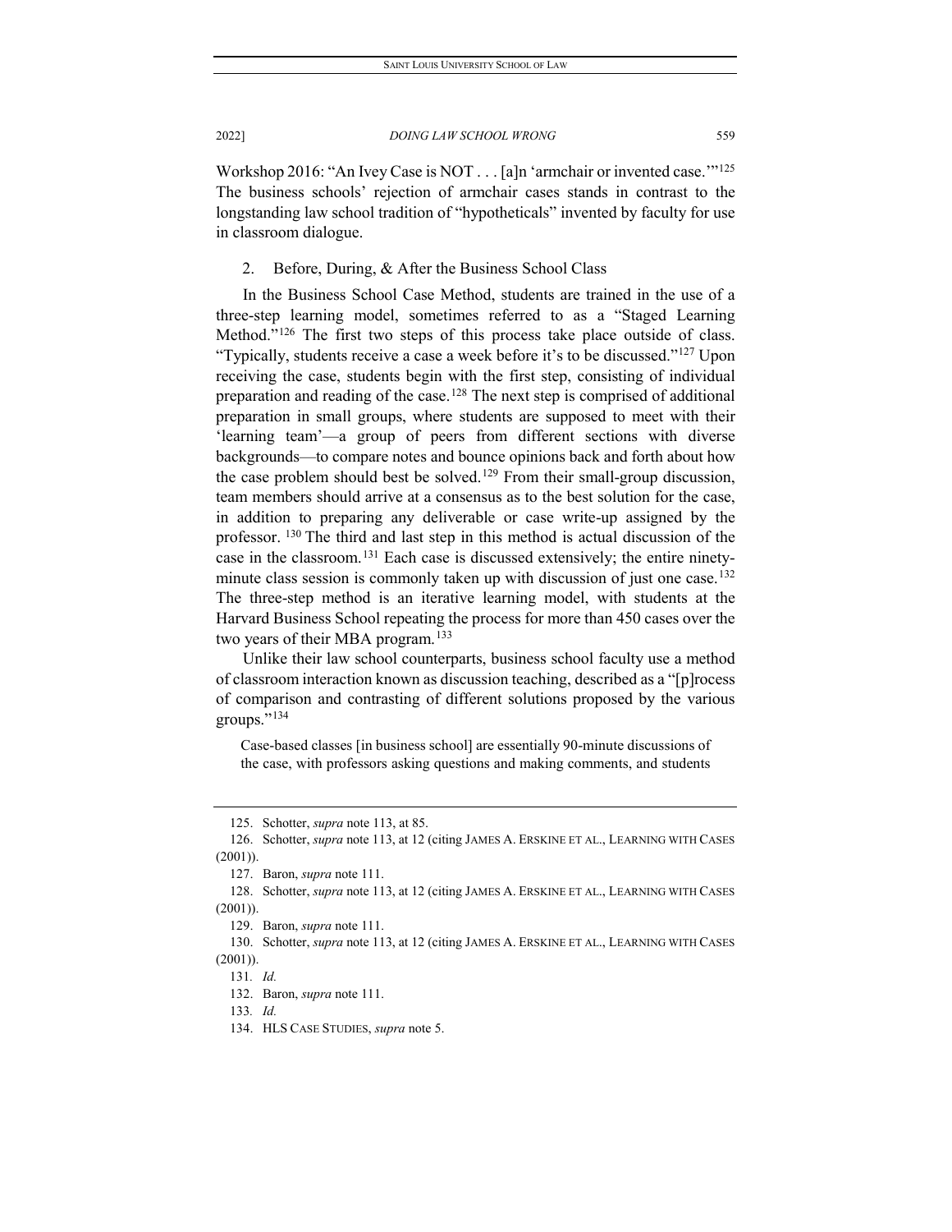Workshop 2016: "An Ivey Case is NOT . . . [a]n 'armchair or invented case.'"[125] The business schools' rejection of armchair cases stands in contrast to the longstanding law school tradition of "hypotheticals" invented by faculty for use in classroom dialogue.

### 2. Before, During, & After the Business School Class

In the Business School Case Method, students are trained in the use of a three-step learning model, sometimes referred to as a "Staged Learning Method."[126] The first two steps of this process take place outside of class. "Typically, students receive a case a week before it's to be discussed."[127] Upon receiving the case, students begin with the first step, consisting of individual preparation and reading of the case.[128] The next step is comprised of additional preparation in small groups, where students are supposed to meet with their 'learning team'—a group of peers from different sections with diverse backgrounds—to compare notes and bounce opinions back and forth about how the case problem should best be solved.[129] From their small-group discussion, team members should arrive at a consensus as to the best solution for the case, in addition to preparing any deliverable or case write-up assigned by the professor.[130] The third and last step in this method is actual discussion of the case in the classroom.[131] Each case is discussed extensively; the entire ninety-minute class session is commonly taken up with discussion of just one case.[132] The three-step method is an iterative learning model, with students at the Harvard Business School repeating the process for more than 450 cases over the two years of their MBA program.[133]

Unlike their law school counterparts, business school faculty use a method of classroom interaction known as discussion teaching, described as a "[p]rocess of comparison and contrasting of different solutions proposed by the various groups."[134]

> Case-based classes [in business school] are essentially 90-minute discussions of the case, with professors asking questions and making comments, and students

---

125. Schotter, *supra* note 113, at 85.

126. Schotter, *supra* note 113, at 12 (citing JAMES A. ERSKINE ET AL., LEARNING WITH CASES (2001)).

127. Baron, *supra* note 111.

128. Schotter, *supra* note 113, at 12 (citing JAMES A. ERSKINE ET AL., LEARNING WITH CASES (2001)).

129. Baron, *supra* note 111.

130. Schotter, *supra* note 113, at 12 (citing JAMES A. ERSKINE ET AL., LEARNING WITH CASES (2001)).

131. *Id.*

132. Baron, *supra* note 111.

133. *Id.*

134. HLS CASE STUDIES, *supra* note 5.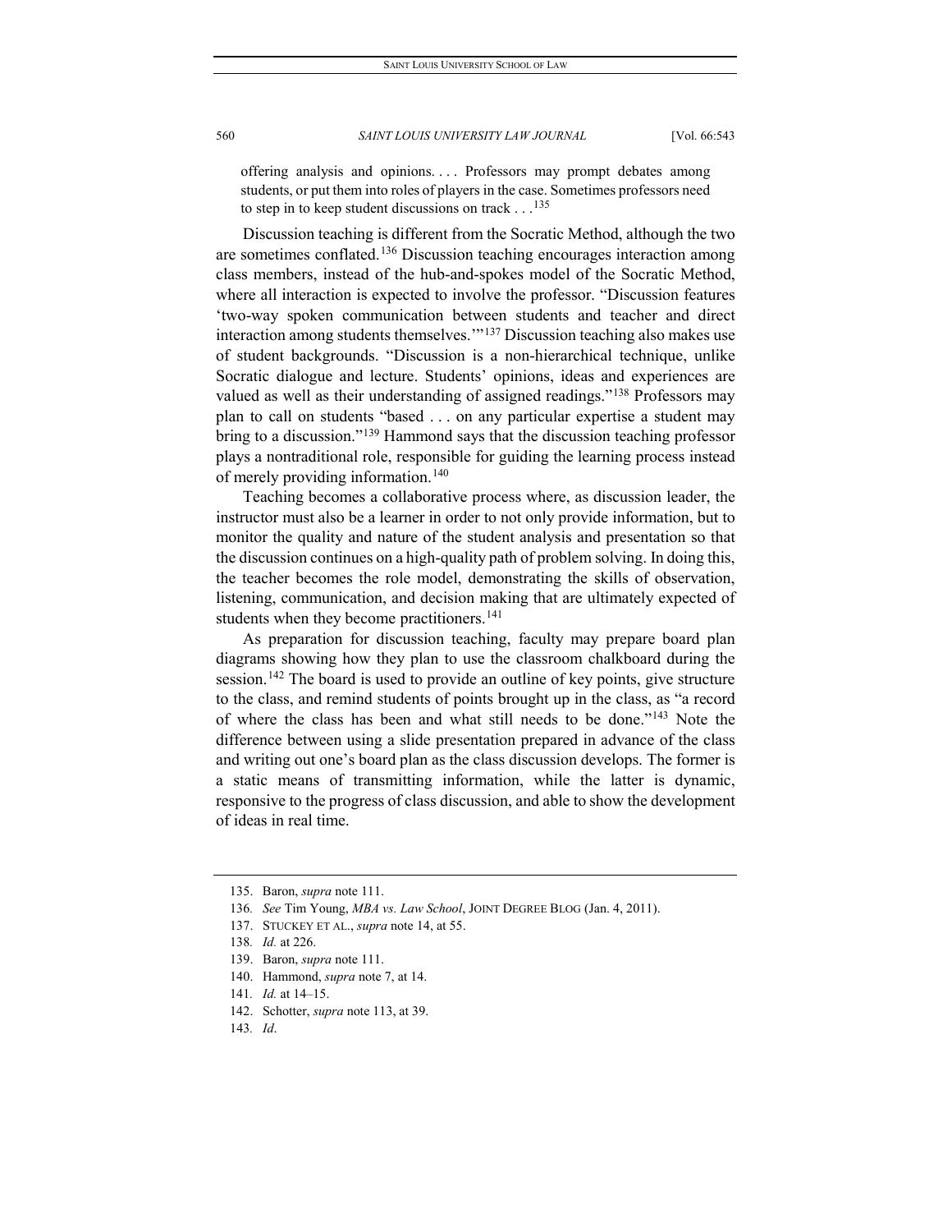> offering analysis and opinions. . . . Professors may prompt debates among students, or put them into roles of players in the case. Sometimes professors need to step in to keep student discussions on track . . .[135]

Discussion teaching is different from the Socratic Method, although the two are sometimes conflated.[136] Discussion teaching encourages interaction among class members, instead of the hub-and-spokes model of the Socratic Method, where all interaction is expected to involve the professor. "Discussion features 'two-way spoken communication between students and teacher and direct interaction among students themselves.'"[137] Discussion teaching also makes use of student backgrounds. "Discussion is a non-hierarchical technique, unlike Socratic dialogue and lecture. Students' opinions, ideas and experiences are valued as well as their understanding of assigned readings."[138] Professors may plan to call on students "based . . . on any particular expertise a student may bring to a discussion."[139] Hammond says that the discussion teaching professor plays a nontraditional role, responsible for guiding the learning process instead of merely providing information.[140]

> Teaching becomes a collaborative process where, as discussion leader, the instructor must also be a learner in order to not only provide information, but to monitor the quality and nature of the student analysis and presentation so that the discussion continues on a high-quality path of problem solving. In doing this, the teacher becomes the role model, demonstrating the skills of observation, listening, communication, and decision making that are ultimately expected of students when they become practitioners.[141]

As preparation for discussion teaching, faculty may prepare board plan diagrams showing how they plan to use the classroom chalkboard during the session.[142] The board is used to provide an outline of key points, give structure to the class, and remind students of points brought up in the class, as "a record of where the class has been and what still needs to be done."[143] Note the difference between using a slide presentation prepared in advance of the class and writing out one's board plan as the class discussion develops. The former is a static means of transmitting information, while the latter is dynamic, responsive to the progress of class discussion, and able to show the development of ideas in real time.

---

135. Baron, *supra* note 111.

136. *See* Tim Young, *MBA vs. Law School*, JOINT DEGREE BLOG (Jan. 4, 2011).

137. STUCKEY ET AL., *supra* note 14, at 55.

138. *Id.* at 226.

139. Baron, *supra* note 111.

140. Hammond, *supra* note 7, at 14.

141. *Id.* at 14–15.

142. Schotter, *supra* note 113, at 39.

143. *Id*.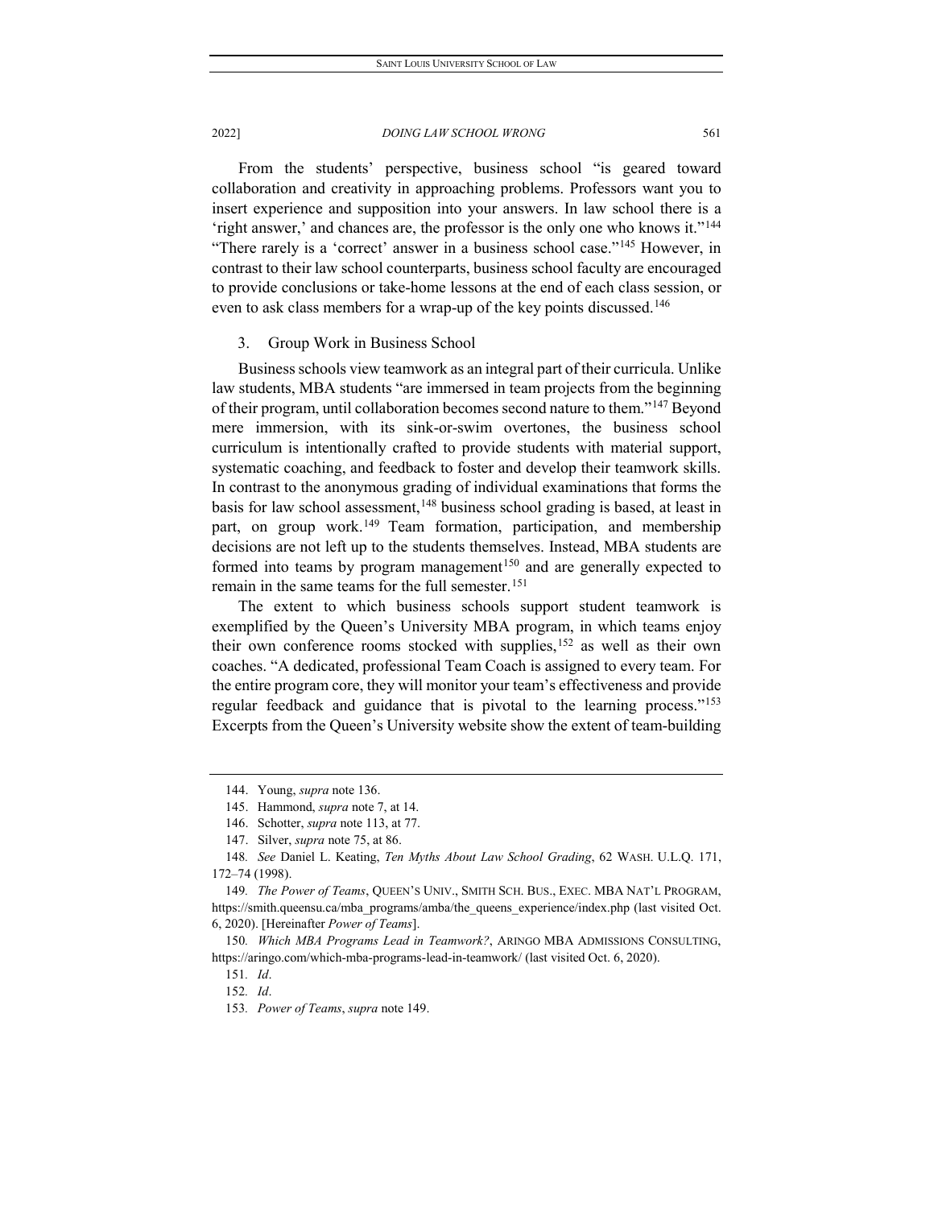From the students' perspective, business school "is geared toward collaboration and creativity in approaching problems. Professors want you to insert experience and supposition into your answers. In law school there is a 'right answer,' and chances are, the professor is the only one who knows it."[144] "There rarely is a 'correct' answer in a business school case."[145] However, in contrast to their law school counterparts, business school faculty are encouraged to provide conclusions or take-home lessons at the end of each class session, or even to ask class members for a wrap-up of the key points discussed.[146]

3. Group Work in Business School

Business schools view teamwork as an integral part of their curricula. Unlike law students, MBA students "are immersed in team projects from the beginning of their program, until collaboration becomes second nature to them."[147] Beyond mere immersion, with its sink-or-swim overtones, the business school curriculum is intentionally crafted to provide students with material support, systematic coaching, and feedback to foster and develop their teamwork skills. In contrast to the anonymous grading of individual examinations that forms the basis for law school assessment,[148] business school grading is based, at least in part, on group work.[149] Team formation, participation, and membership decisions are not left up to the students themselves. Instead, MBA students are formed into teams by program management[150] and are generally expected to remain in the same teams for the full semester.[151]

The extent to which business schools support student teamwork is exemplified by the Queen's University MBA program, in which teams enjoy their own conference rooms stocked with supplies,[152] as well as their own coaches. "A dedicated, professional Team Coach is assigned to every team. For the entire program core, they will monitor your team's effectiveness and provide regular feedback and guidance that is pivotal to the learning process."[153] Excerpts from the Queen's University website show the extent of team-building

---

144. Young, *supra* note 136.

145. Hammond, *supra* note 7, at 14.

146. Schotter, *supra* note 113, at 77.

147. Silver, *supra* note 75, at 86.

148. *See* Daniel L. Keating, *Ten Myths About Law School Grading*, 62 WASH. U.L.Q. 171, 172–74 (1998).

149. *The Power of Teams*, QUEEN'S UNIV., SMITH SCH. BUS., EXEC. MBA NAT'L PROGRAM, https://smith.queensu.ca/mba_programs/amba/the_queens_experience/index.php (last visited Oct. 6, 2020). [Hereinafter *Power of Teams*].

150. *Which MBA Programs Lead in Teamwork?*, ARINGO MBA ADMISSIONS CONSULTING, https://aringo.com/which-mba-programs-lead-in-teamwork/ (last visited Oct. 6, 2020).

151. *Id*.

152. *Id*.

153. *Power of Teams*, *supra* note 149.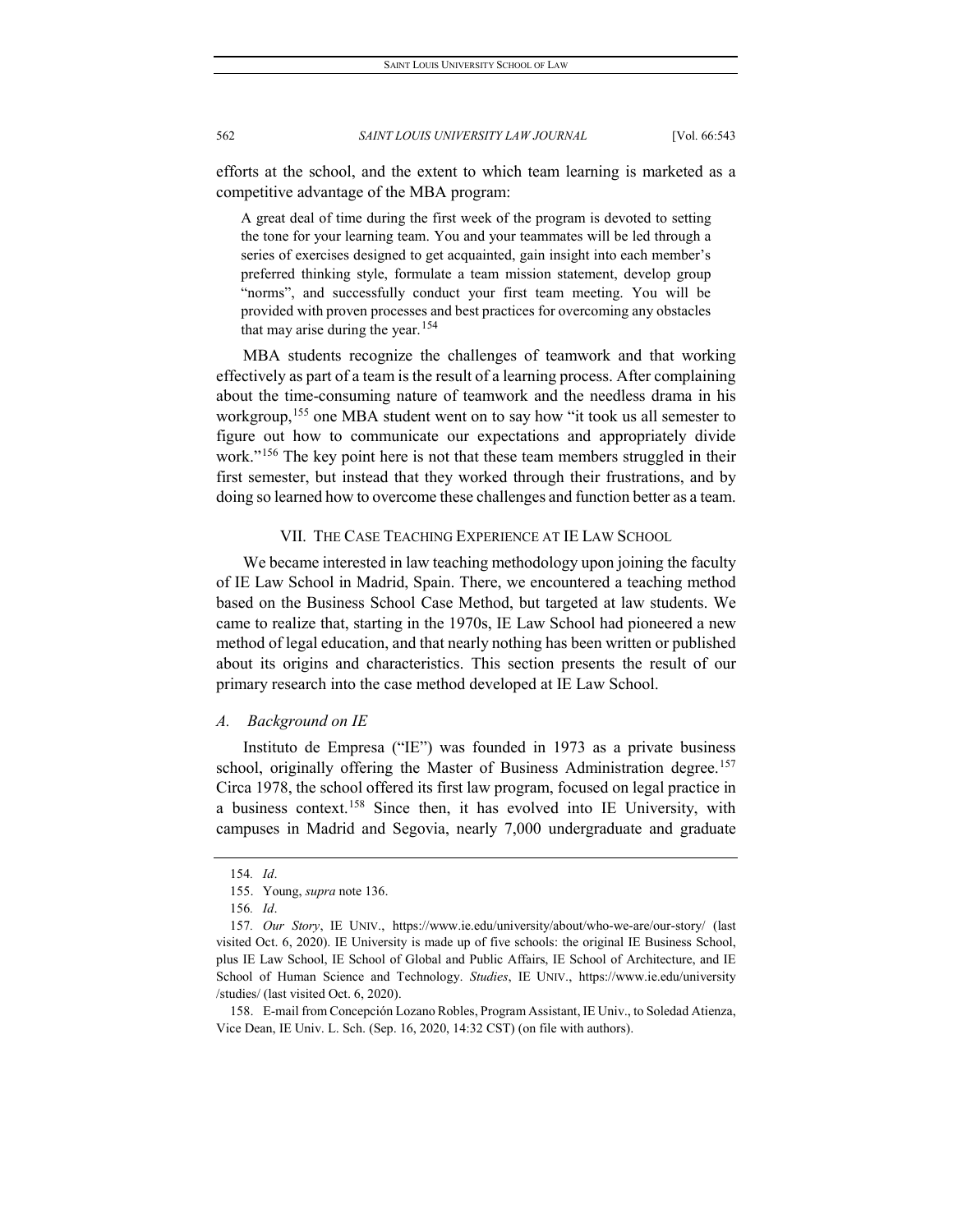efforts at the school, and the extent to which team learning is marketed as a competitive advantage of the MBA program:

> A great deal of time during the first week of the program is devoted to setting the tone for your learning team. You and your teammates will be led through a series of exercises designed to get acquainted, gain insight into each member's preferred thinking style, formulate a team mission statement, develop group "norms", and successfully conduct your first team meeting. You will be provided with proven processes and best practices for overcoming any obstacles that may arise during the year.[154]

MBA students recognize the challenges of teamwork and that working effectively as part of a team is the result of a learning process. After complaining about the time-consuming nature of teamwork and the needless drama in his workgroup,[155] one MBA student went on to say how "it took us all semester to figure out how to communicate our expectations and appropriately divide work."[156] The key point here is not that these team members struggled in their first semester, but instead that they worked through their frustrations, and by doing so learned how to overcome these challenges and function better as a team.

## VII. THE CASE TEACHING EXPERIENCE AT IE LAW SCHOOL

We became interested in law teaching methodology upon joining the faculty of IE Law School in Madrid, Spain. There, we encountered a teaching method based on the Business School Case Method, but targeted at law students. We came to realize that, starting in the 1970s, IE Law School had pioneered a new method of legal education, and that nearly nothing has been written or published about its origins and characteristics. This section presents the result of our primary research into the case method developed at IE Law School.

### *A. Background on IE*

Instituto de Empresa ("IE") was founded in 1973 as a private business school, originally offering the Master of Business Administration degree.[157] Circa 1978, the school offered its first law program, focused on legal practice in a business context.[158] Since then, it has evolved into IE University, with campuses in Madrid and Segovia, nearly 7,000 undergraduate and graduate

---

154. *Id*.

155. Young, *supra* note 136.

156. *Id*.

157. *Our Story*, IE UNIV., https://www.ie.edu/university/about/who-we-are/our-story/ (last visited Oct. 6, 2020). IE University is made up of five schools: the original IE Business School, plus IE Law School, IE School of Global and Public Affairs, IE School of Architecture, and IE School of Human Science and Technology. *Studies*, IE UNIV., https://www.ie.edu/university/studies/ (last visited Oct. 6, 2020).

158. E-mail from Concepción Lozano Robles, Program Assistant, IE Univ., to Soledad Atienza, Vice Dean, IE Univ. L. Sch. (Sep. 16, 2020, 14:32 CST) (on file with authors).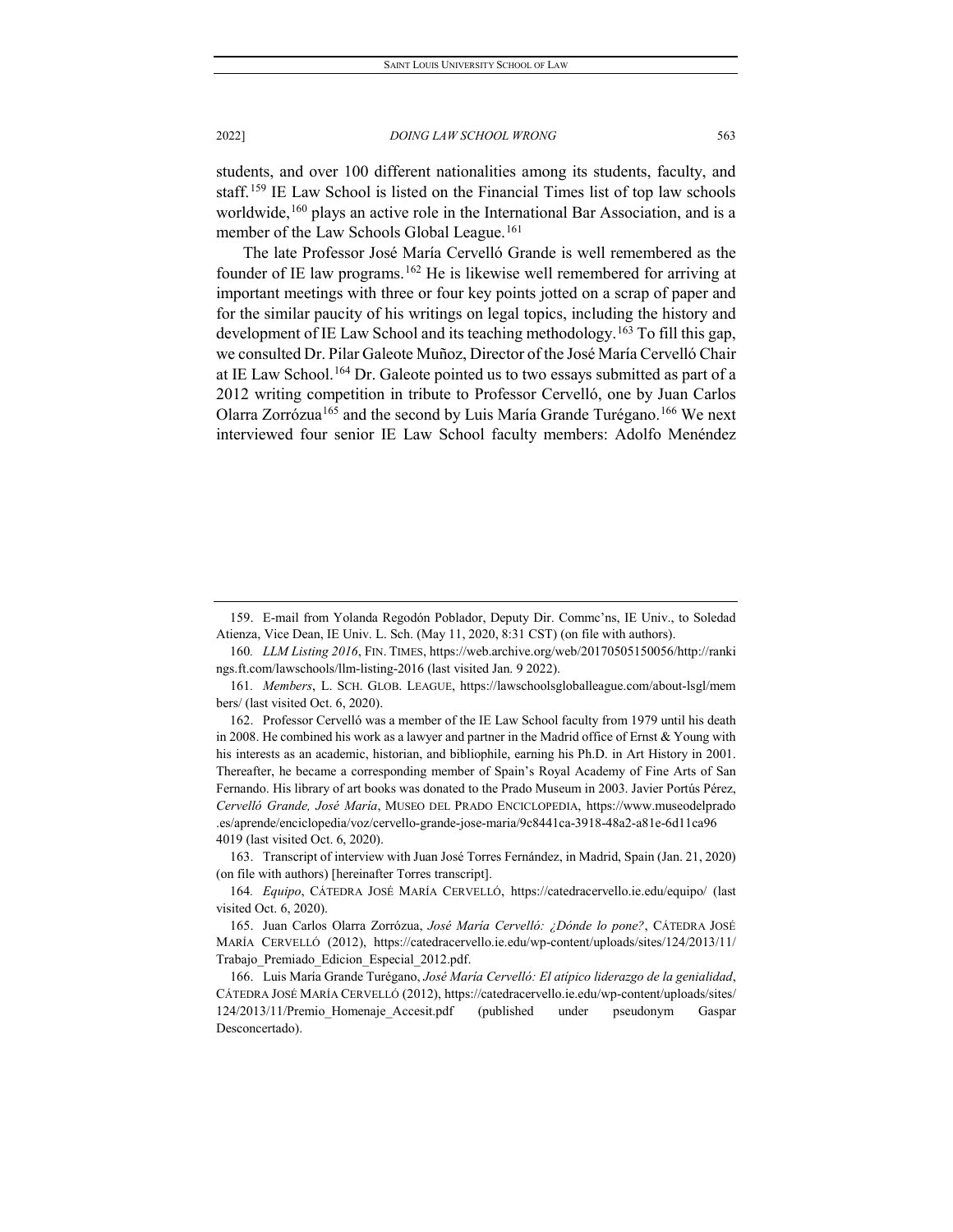students, and over 100 different nationalities among its students, faculty, and staff.[159] IE Law School is listed on the Financial Times list of top law schools worldwide,[160] plays an active role in the International Bar Association, and is a member of the Law Schools Global League.[161]

The late Professor José María Cervelló Grande is well remembered as the founder of IE law programs.[162] He is likewise well remembered for arriving at important meetings with three or four key points jotted on a scrap of paper and for the similar paucity of his writings on legal topics, including the history and development of IE Law School and its teaching methodology.[163] To fill this gap, we consulted Dr. Pilar Galeote Muñoz, Director of the José María Cervelló Chair at IE Law School.[164] Dr. Galeote pointed us to two essays submitted as part of a 2012 writing competition in tribute to Professor Cervelló, one by Juan Carlos Olarra Zorrózua[165] and the second by Luis María Grande Turégano.[166] We next interviewed four senior IE Law School faculty members: Adolfo Menéndez

---

159. E-mail from Yolanda Regodón Poblador, Deputy Dir. Commc'ns, IE Univ., to Soledad Atienza, Vice Dean, IE Univ. L. Sch. (May 11, 2020, 8:31 CST) (on file with authors).

160. *LLM Listing 2016*, FIN. TIMES, https://web.archive.org/web/20170505150056/http://rankings.ft.com/lawschools/llm-listing-2016 (last visited Jan. 9 2022).

161. *Members*, L. SCH. GLOB. LEAGUE, https://lawschoolsgloballeague.com/about-lsgl/members/ (last visited Oct. 6, 2020).

162. Professor Cervelló was a member of the IE Law School faculty from 1979 until his death in 2008. He combined his work as a lawyer and partner in the Madrid office of Ernst & Young with his interests as an academic, historian, and bibliophile, earning his Ph.D. in Art History in 2001. Thereafter, he became a corresponding member of Spain's Royal Academy of Fine Arts of San Fernando. His library of art books was donated to the Prado Museum in 2003. Javier Portús Pérez, *Cervelló Grande, José María*, MUSEO DEL PRADO ENCICLOPEDIA, https://www.museodelprado.es/aprende/enciclopedia/voz/cervello-grande-jose-maria/9c8441ca-3918-48a2-a81e-6d11ca964019 (last visited Oct. 6, 2020).

163. Transcript of interview with Juan José Torres Fernández, in Madrid, Spain (Jan. 21, 2020) (on file with authors) [hereinafter Torres transcript].

164. *Equipo*, CÁTEDRA JOSÉ MARÍA CERVELLÓ, https://catedracervello.ie.edu/equipo/ (last visited Oct. 6, 2020).

165. Juan Carlos Olarra Zorrózua, *José María Cervelló: ¿Dónde lo pone?*, CÁTEDRA JOSÉ MARÍA CERVELLÓ (2012), https://catedracervello.ie.edu/wp-content/uploads/sites/124/2013/11/Trabajo_Premiado_Edicion_Especial_2012.pdf.

166. Luis María Grande Turégano, *José María Cervelló: El atípico liderazgo de la genialidad*, CÁTEDRA JOSÉ MARÍA CERVELLÓ (2012), https://catedracervello.ie.edu/wp-content/uploads/sites/124/2013/11/Premio_Homenaje_Accesit.pdf (published under pseudonym Gaspar Desconcertado).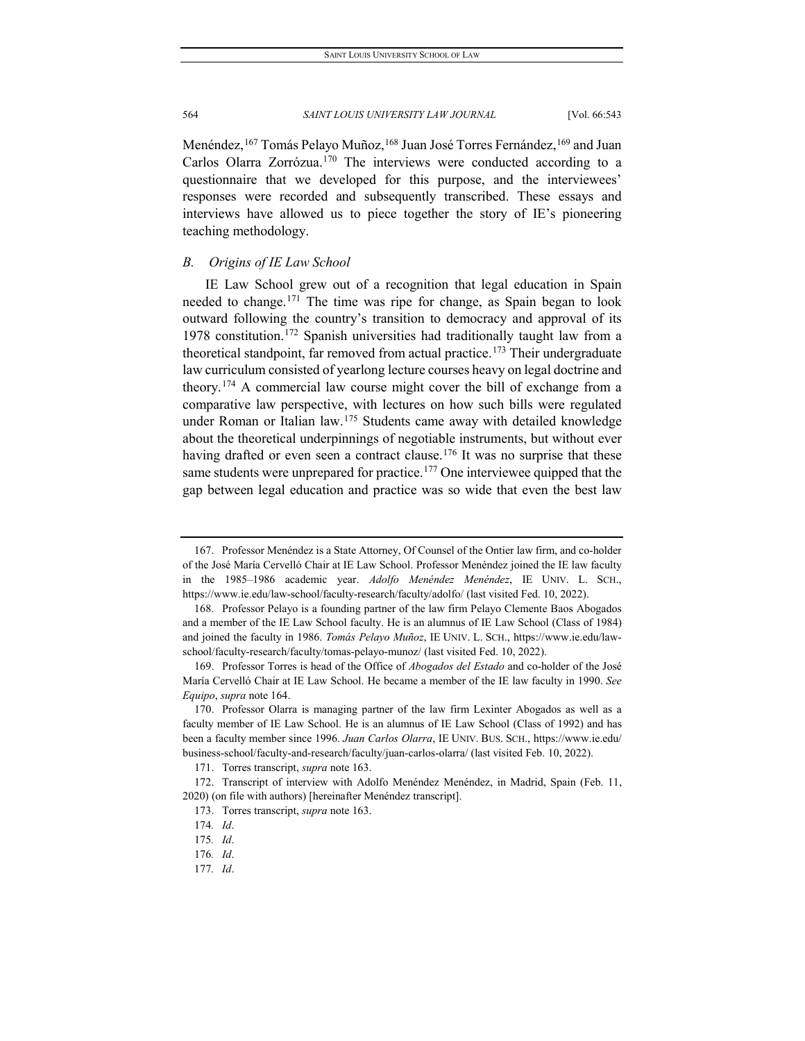Menéndez,[167] Tomás Pelayo Muñoz,[168] Juan José Torres Fernández,[169] and Juan Carlos Olarra Zorrózua.[170] The interviews were conducted according to a questionnaire that we developed for this purpose, and the interviewees' responses were recorded and subsequently transcribed. These essays and interviews have allowed us to piece together the story of IE's pioneering teaching methodology.

### *B. Origins of IE Law School*

IE Law School grew out of a recognition that legal education in Spain needed to change.[171] The time was ripe for change, as Spain began to look outward following the country's transition to democracy and approval of its 1978 constitution.[172] Spanish universities had traditionally taught law from a theoretical standpoint, far removed from actual practice.[173] Their undergraduate law curriculum consisted of yearlong lecture courses heavy on legal doctrine and theory.[174] A commercial law course might cover the bill of exchange from a comparative law perspective, with lectures on how such bills were regulated under Roman or Italian law.[175] Students came away with detailed knowledge about the theoretical underpinnings of negotiable instruments, but without ever having drafted or even seen a contract clause.[176] It was no surprise that these same students were unprepared for practice.[177] One interviewee quipped that the gap between legal education and practice was so wide that even the best law

---

167. Professor Menéndez is a State Attorney, Of Counsel of the Ontier law firm, and co-holder of the José María Cervelló Chair at IE Law School. Professor Menéndez joined the IE law faculty in the 1985–1986 academic year. *Adolfo Menéndez Menéndez*, IE UNIV. L. SCH., https://www.ie.edu/law-school/faculty-research/faculty/adolfo/ (last visited Fed. 10, 2022).

168. Professor Pelayo is a founding partner of the law firm Pelayo Clemente Baos Abogados and a member of the IE Law School faculty. He is an alumnus of IE Law School (Class of 1984) and joined the faculty in 1986. *Tomás Pelayo Muñoz*, IE UNIV. L. SCH., https://www.ie.edu/law-school/faculty-research/faculty/tomas-pelayo-munoz/ (last visited Fed. 10, 2022).

169. Professor Torres is head of the Office of *Abogados del Estado* and co-holder of the José María Cervelló Chair at IE Law School. He became a member of the IE law faculty in 1990. *See Equipo*, *supra* note 164.

170. Professor Olarra is managing partner of the law firm Lexinter Abogados as well as a faculty member of IE Law School. He is an alumnus of IE Law School (Class of 1992) and has been a faculty member since 1996. *Juan Carlos Olarra*, IE UNIV. BUS. SCH., https://www.ie.edu/business-school/faculty-and-research/faculty/juan-carlos-olarra/ (last visited Feb. 10, 2022).

171. Torres transcript, *supra* note 163.

172. Transcript of interview with Adolfo Menéndez Menéndez, in Madrid, Spain (Feb. 11, 2020) (on file with authors) [hereinafter Menéndez transcript].

173. Torres transcript, *supra* note 163.

174. *Id*.

175. *Id*.

176. *Id*.

177. *Id*.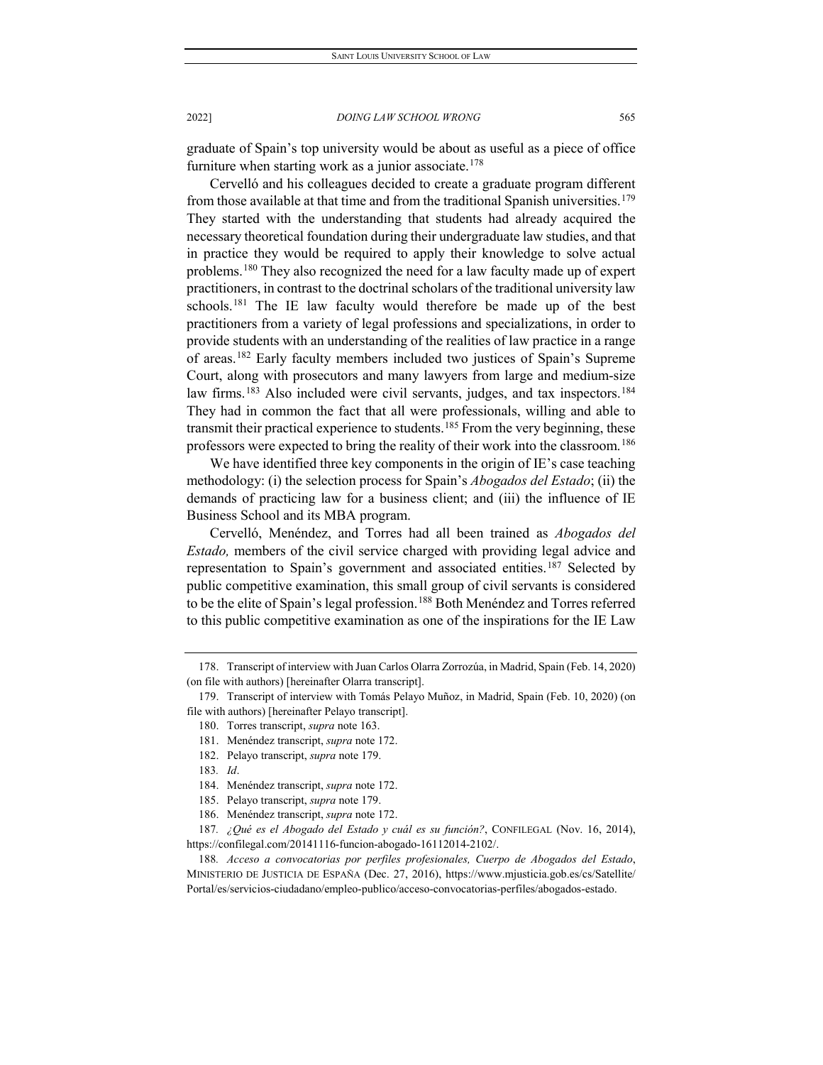graduate of Spain's top university would be about as useful as a piece of office furniture when starting work as a junior associate.[178]

Cervelló and his colleagues decided to create a graduate program different from those available at that time and from the traditional Spanish universities.[179] They started with the understanding that students had already acquired the necessary theoretical foundation during their undergraduate law studies, and that in practice they would be required to apply their knowledge to solve actual problems.[180] They also recognized the need for a law faculty made up of expert practitioners, in contrast to the doctrinal scholars of the traditional university law schools.[181] The IE law faculty would therefore be made up of the best practitioners from a variety of legal professions and specializations, in order to provide students with an understanding of the realities of law practice in a range of areas.[182] Early faculty members included two justices of Spain's Supreme Court, along with prosecutors and many lawyers from large and medium-size law firms.[183] Also included were civil servants, judges, and tax inspectors.[184] They had in common the fact that all were professionals, willing and able to transmit their practical experience to students.[185] From the very beginning, these professors were expected to bring the reality of their work into the classroom.[186]

We have identified three key components in the origin of IE's case teaching methodology: (i) the selection process for Spain's *Abogados del Estado*; (ii) the demands of practicing law for a business client; and (iii) the influence of IE Business School and its MBA program.

Cervelló, Menéndez, and Torres had all been trained as *Abogados del Estado,* members of the civil service charged with providing legal advice and representation to Spain's government and associated entities.[187] Selected by public competitive examination, this small group of civil servants is considered to be the elite of Spain's legal profession.[188] Both Menéndez and Torres referred to this public competitive examination as one of the inspirations for the IE Law

---

178. Transcript of interview with Juan Carlos Olarra Zorrozúa, in Madrid, Spain (Feb. 14, 2020) (on file with authors) [hereinafter Olarra transcript].

179. Transcript of interview with Tomás Pelayo Muñoz, in Madrid, Spain (Feb. 10, 2020) (on file with authors) [hereinafter Pelayo transcript].

180. Torres transcript, *supra* note 163.

181. Menéndez transcript, *supra* note 172.

182. Pelayo transcript, *supra* note 179.

183. *Id*.

184. Menéndez transcript, *supra* note 172.

185. Pelayo transcript, *supra* note 179.

186. Menéndez transcript, *supra* note 172.

187. *¿Qué es el Abogado del Estado y cuál es su función?*, CONFILEGAL (Nov. 16, 2014), https://confilegal.com/20141116-funcion-abogado-16112014-2102/.

188. *Acceso a convocatorias por perfiles profesionales, Cuerpo de Abogados del Estado*, MINISTERIO DE JUSTICIA DE ESPAÑA (Dec. 27, 2016), https://www.mjusticia.gob.es/cs/Satellite/Portal/es/servicios-ciudadano/empleo-publico/acceso-convocatorias-perfiles/abogados-estado.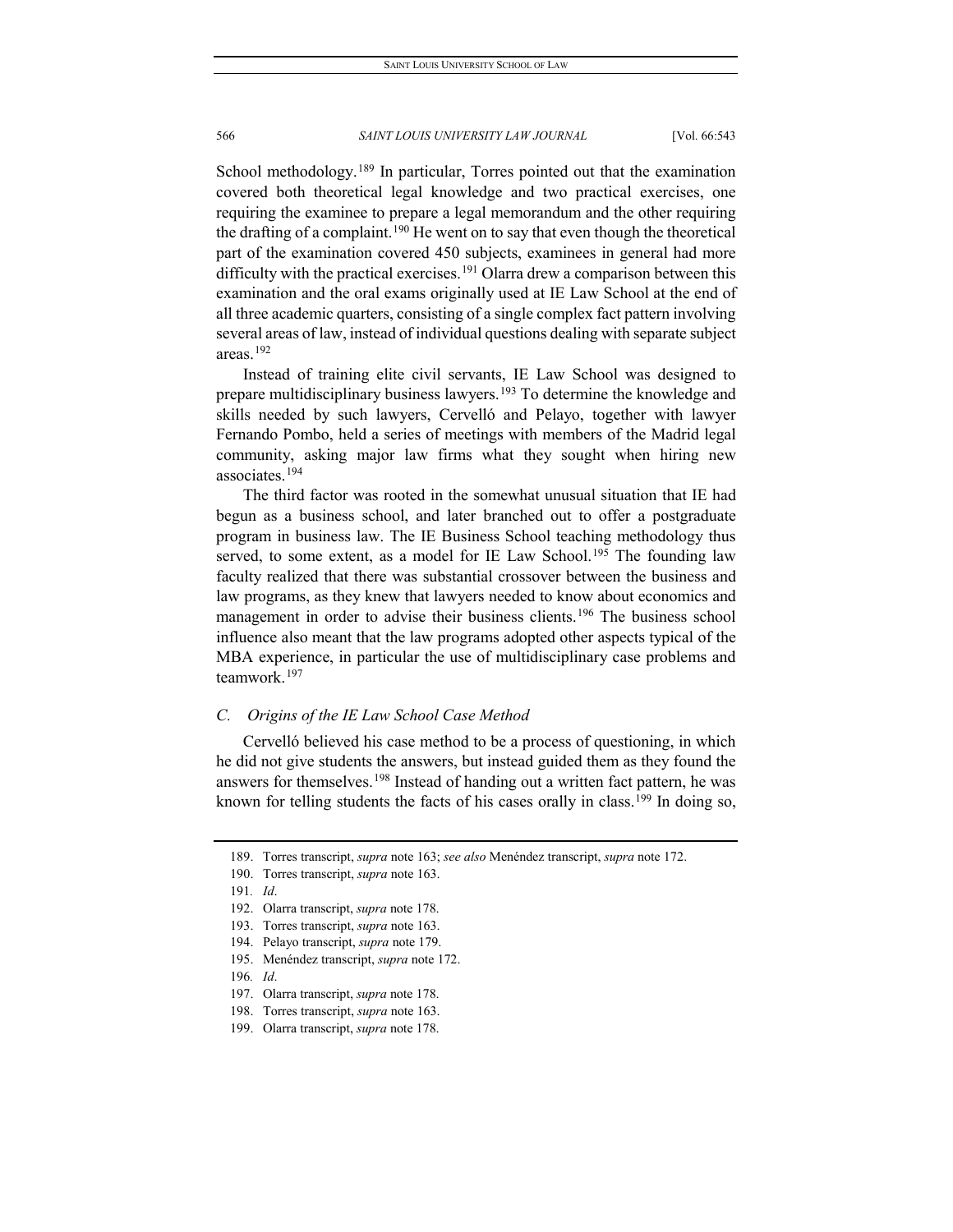School methodology.[189] In particular, Torres pointed out that the examination covered both theoretical legal knowledge and two practical exercises, one requiring the examinee to prepare a legal memorandum and the other requiring the drafting of a complaint.[190] He went on to say that even though the theoretical part of the examination covered 450 subjects, examinees in general had more difficulty with the practical exercises.[191] Olarra drew a comparison between this examination and the oral exams originally used at IE Law School at the end of all three academic quarters, consisting of a single complex fact pattern involving several areas of law, instead of individual questions dealing with separate subject areas.[192]

Instead of training elite civil servants, IE Law School was designed to prepare multidisciplinary business lawyers.[193] To determine the knowledge and skills needed by such lawyers, Cervelló and Pelayo, together with lawyer Fernando Pombo, held a series of meetings with members of the Madrid legal community, asking major law firms what they sought when hiring new associates.[194]

The third factor was rooted in the somewhat unusual situation that IE had begun as a business school, and later branched out to offer a postgraduate program in business law. The IE Business School teaching methodology thus served, to some extent, as a model for IE Law School.[195] The founding law faculty realized that there was substantial crossover between the business and law programs, as they knew that lawyers needed to know about economics and management in order to advise their business clients.[196] The business school influence also meant that the law programs adopted other aspects typical of the MBA experience, in particular the use of multidisciplinary case problems and teamwork.[197]

### *C. Origins of the IE Law School Case Method*

Cervelló believed his case method to be a process of questioning, in which he did not give students the answers, but instead guided them as they found the answers for themselves.[198] Instead of handing out a written fact pattern, he was known for telling students the facts of his cases orally in class.[199] In doing so,

---

189. Torres transcript, *supra* note 163; *see also* Menéndez transcript, *supra* note 172.

190. Torres transcript, *supra* note 163.

191. *Id*.

192. Olarra transcript, *supra* note 178.

193. Torres transcript, *supra* note 163.

194. Pelayo transcript, *supra* note 179.

195. Menéndez transcript, *supra* note 172.

196. *Id*.

197. Olarra transcript, *supra* note 178.

198. Torres transcript, *supra* note 163.

199. Olarra transcript, *supra* note 178.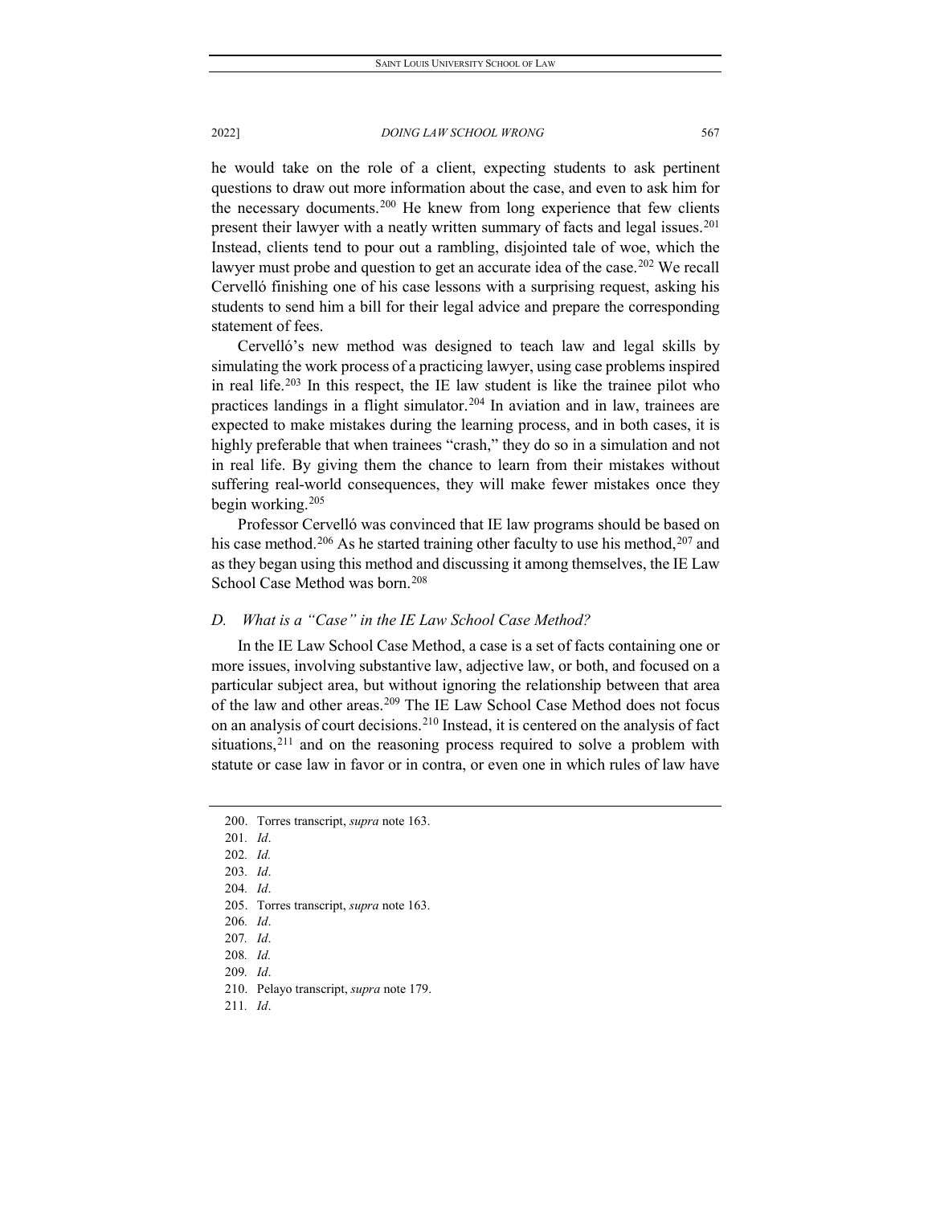he would take on the role of a client, expecting students to ask pertinent questions to draw out more information about the case, and even to ask him for the necessary documents.[200] He knew from long experience that few clients present their lawyer with a neatly written summary of facts and legal issues.[201] Instead, clients tend to pour out a rambling, disjointed tale of woe, which the lawyer must probe and question to get an accurate idea of the case.[202] We recall Cervelló finishing one of his case lessons with a surprising request, asking his students to send him a bill for their legal advice and prepare the corresponding statement of fees.

Cervelló's new method was designed to teach law and legal skills by simulating the work process of a practicing lawyer, using case problems inspired in real life.[203] In this respect, the IE law student is like the trainee pilot who practices landings in a flight simulator.[204] In aviation and in law, trainees are expected to make mistakes during the learning process, and in both cases, it is highly preferable that when trainees "crash," they do so in a simulation and not in real life. By giving them the chance to learn from their mistakes without suffering real-world consequences, they will make fewer mistakes once they begin working.[205]

Professor Cervelló was convinced that IE law programs should be based on his case method.[206] As he started training other faculty to use his method,[207] and as they began using this method and discussing it among themselves, the IE Law School Case Method was born.[208]

### *D. What is a "Case" in the IE Law School Case Method?*

In the IE Law School Case Method, a case is a set of facts containing one or more issues, involving substantive law, adjective law, or both, and focused on a particular subject area, but without ignoring the relationship between that area of the law and other areas.[209] The IE Law School Case Method does not focus on an analysis of court decisions.[210] Instead, it is centered on the analysis of fact situations,[211] and on the reasoning process required to solve a problem with statute or case law in favor or in contra, or even one in which rules of law have

---

200. Torres transcript, *supra* note 163.
201. *Id*.
202. *Id.*
203. *Id*.
204. *Id*.
205. Torres transcript, *supra* note 163.
206. *Id*.
207. *Id*.
208. *Id.*
209. *Id*.
210. Pelayo transcript, *supra* note 179.
211. *Id*.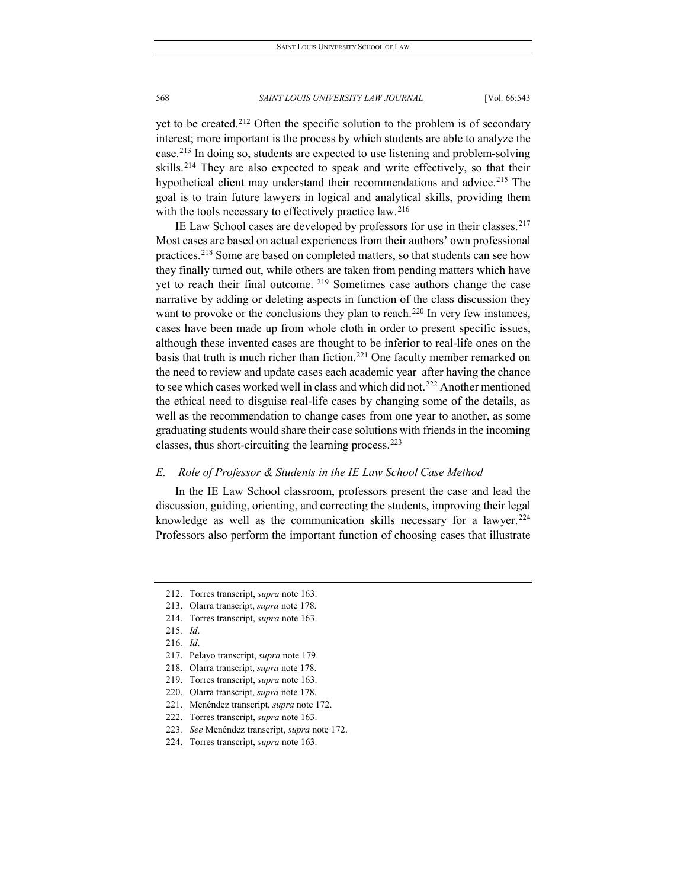yet to be created.[212] Often the specific solution to the problem is of secondary interest; more important is the process by which students are able to analyze the case.[213] In doing so, students are expected to use listening and problem-solving skills.[214] They are also expected to speak and write effectively, so that their hypothetical client may understand their recommendations and advice.[215] The goal is to train future lawyers in logical and analytical skills, providing them with the tools necessary to effectively practice law.[216]

IE Law School cases are developed by professors for use in their classes.[217] Most cases are based on actual experiences from their authors' own professional practices.[218] Some are based on completed matters, so that students can see how they finally turned out, while others are taken from pending matters which have yet to reach their final outcome.[219] Sometimes case authors change the case narrative by adding or deleting aspects in function of the class discussion they want to provoke or the conclusions they plan to reach.[220] In very few instances, cases have been made up from whole cloth in order to present specific issues, although these invented cases are thought to be inferior to real-life ones on the basis that truth is much richer than fiction.[221] One faculty member remarked on the need to review and update cases each academic year after having the chance to see which cases worked well in class and which did not.[222] Another mentioned the ethical need to disguise real-life cases by changing some of the details, as well as the recommendation to change cases from one year to another, as some graduating students would share their case solutions with friends in the incoming classes, thus short-circuiting the learning process.[223]

### *E. Role of Professor & Students in the IE Law School Case Method*

In the IE Law School classroom, professors present the case and lead the discussion, guiding, orienting, and correcting the students, improving their legal knowledge as well as the communication skills necessary for a lawyer.[224] Professors also perform the important function of choosing cases that illustrate

---

212. Torres transcript, *supra* note 163.

213. Olarra transcript, *supra* note 178.

214. Torres transcript, *supra* note 163.

215. *Id*.

216. *Id*.

217. Pelayo transcript, *supra* note 179.

218. Olarra transcript, *supra* note 178.

219. Torres transcript, *supra* note 163.

220. Olarra transcript, *supra* note 178.

221. Menéndez transcript, *supra* note 172.

222. Torres transcript, *supra* note 163.

223. *See* Menéndez transcript, *supra* note 172.

224. Torres transcript, *supra* note 163.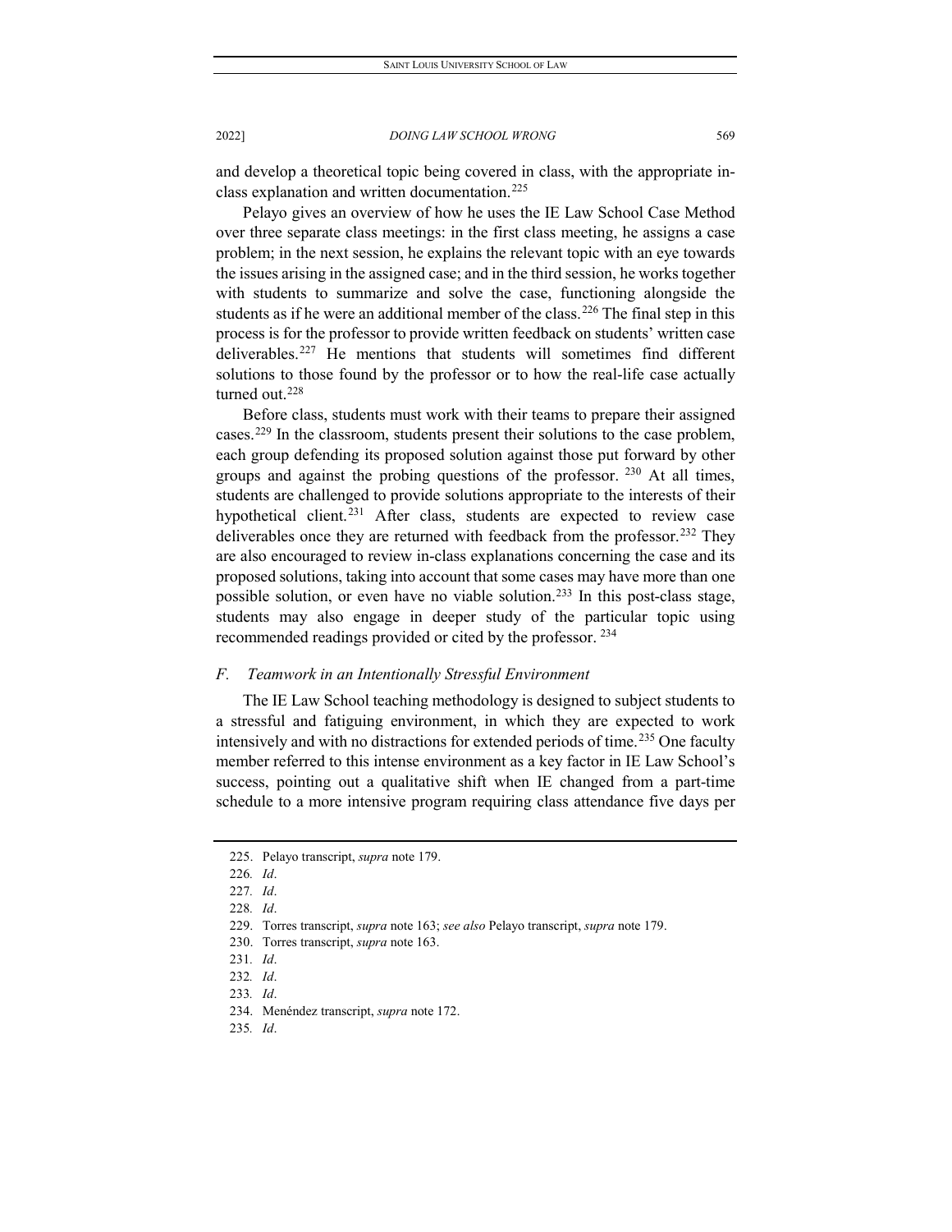and develop a theoretical topic being covered in class, with the appropriate in-class explanation and written documentation.[225]

Pelayo gives an overview of how he uses the IE Law School Case Method over three separate class meetings: in the first class meeting, he assigns a case problem; in the next session, he explains the relevant topic with an eye towards the issues arising in the assigned case; and in the third session, he works together with students to summarize and solve the case, functioning alongside the students as if he were an additional member of the class.[226] The final step in this process is for the professor to provide written feedback on students' written case deliverables.[227] He mentions that students will sometimes find different solutions to those found by the professor or to how the real-life case actually turned out.[228]

Before class, students must work with their teams to prepare their assigned cases.[229] In the classroom, students present their solutions to the case problem, each group defending its proposed solution against those put forward by other groups and against the probing questions of the professor.[230] At all times, students are challenged to provide solutions appropriate to the interests of their hypothetical client.[231] After class, students are expected to review case deliverables once they are returned with feedback from the professor.[232] They are also encouraged to review in-class explanations concerning the case and its proposed solutions, taking into account that some cases may have more than one possible solution, or even have no viable solution.[233] In this post-class stage, students may also engage in deeper study of the particular topic using recommended readings provided or cited by the professor.[234]

### *F. Teamwork in an Intentionally Stressful Environment*

The IE Law School teaching methodology is designed to subject students to a stressful and fatiguing environment, in which they are expected to work intensively and with no distractions for extended periods of time.[235] One faculty member referred to this intense environment as a key factor in IE Law School's success, pointing out a qualitative shift when IE changed from a part-time schedule to a more intensive program requiring class attendance five days per

---

225. Pelayo transcript, *supra* note 179.

226. *Id*.

227. *Id*.

228. *Id*.

229. Torres transcript, *supra* note 163; *see also* Pelayo transcript, *supra* note 179.

230. Torres transcript, *supra* note 163.

231. *Id*.

232. *Id*.

233. *Id*.

234. Menéndez transcript, *supra* note 172.

235. *Id*.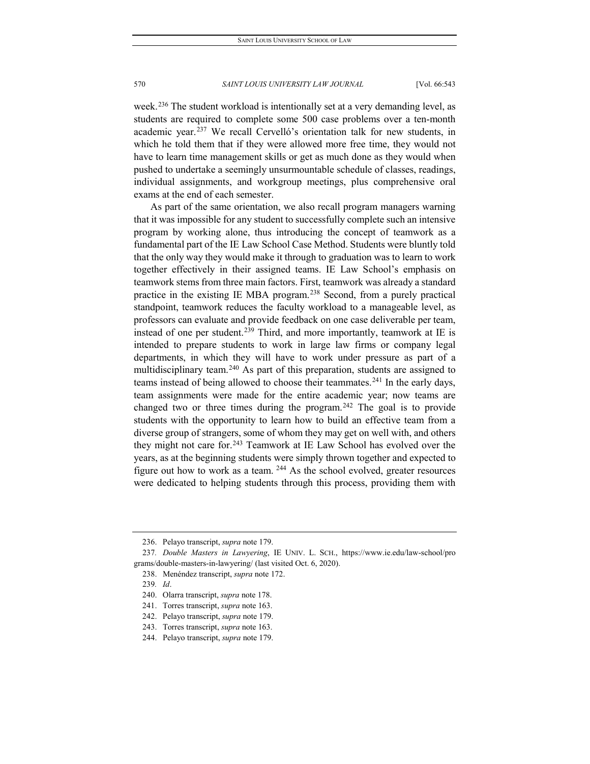week.[236] The student workload is intentionally set at a very demanding level, as students are required to complete some 500 case problems over a ten-month academic year.[237] We recall Cervelló's orientation talk for new students, in which he told them that if they were allowed more free time, they would not have to learn time management skills or get as much done as they would when pushed to undertake a seemingly unsurmountable schedule of classes, readings, individual assignments, and workgroup meetings, plus comprehensive oral exams at the end of each semester.

As part of the same orientation, we also recall program managers warning that it was impossible for any student to successfully complete such an intensive program by working alone, thus introducing the concept of teamwork as a fundamental part of the IE Law School Case Method. Students were bluntly told that the only way they would make it through to graduation was to learn to work together effectively in their assigned teams. IE Law School's emphasis on teamwork stems from three main factors. First, teamwork was already a standard practice in the existing IE MBA program.[238] Second, from a purely practical standpoint, teamwork reduces the faculty workload to a manageable level, as professors can evaluate and provide feedback on one case deliverable per team, instead of one per student.[239] Third, and more importantly, teamwork at IE is intended to prepare students to work in large law firms or company legal departments, in which they will have to work under pressure as part of a multidisciplinary team.[240] As part of this preparation, students are assigned to teams instead of being allowed to choose their teammates.[241] In the early days, team assignments were made for the entire academic year; now teams are changed two or three times during the program.[242] The goal is to provide students with the opportunity to learn how to build an effective team from a diverse group of strangers, some of whom they may get on well with, and others they might not care for.[243] Teamwork at IE Law School has evolved over the years, as at the beginning students were simply thrown together and expected to figure out how to work as a team.[244] As the school evolved, greater resources were dedicated to helping students through this process, providing them with

---

236. Pelayo transcript, *supra* note 179.

237. *Double Masters in Lawyering*, IE UNIV. L. SCH., https://www.ie.edu/law-school/programs/double-masters-in-lawyering/ (last visited Oct. 6, 2020).

238. Menéndez transcript, *supra* note 172.

239. *Id*.

240. Olarra transcript, *supra* note 178.

241. Torres transcript, *supra* note 163.

242. Pelayo transcript, *supra* note 179.

243. Torres transcript, *supra* note 163.

244. Pelayo transcript, *supra* note 179.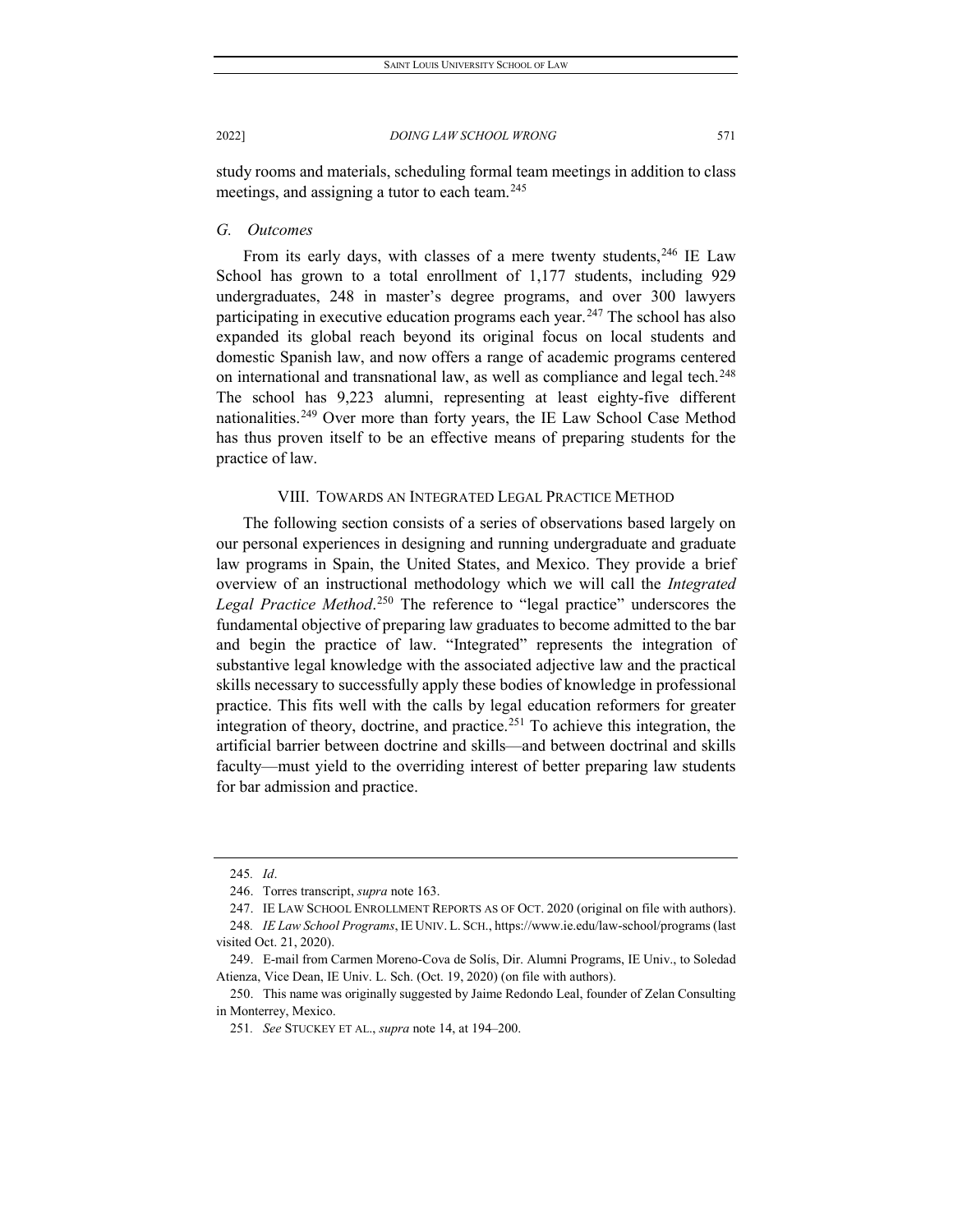study rooms and materials, scheduling formal team meetings in addition to class meetings, and assigning a tutor to each team.[245]

### *G. Outcomes*

From its early days, with classes of a mere twenty students,[246] IE Law School has grown to a total enrollment of 1,177 students, including 929 undergraduates, 248 in master's degree programs, and over 300 lawyers participating in executive education programs each year.[247] The school has also expanded its global reach beyond its original focus on local students and domestic Spanish law, and now offers a range of academic programs centered on international and transnational law, as well as compliance and legal tech.[248] The school has 9,223 alumni, representing at least eighty-five different nationalities.[249] Over more than forty years, the IE Law School Case Method has thus proven itself to be an effective means of preparing students for the practice of law.

## VIII. TOWARDS AN INTEGRATED LEGAL PRACTICE METHOD

The following section consists of a series of observations based largely on our personal experiences in designing and running undergraduate and graduate law programs in Spain, the United States, and Mexico. They provide a brief overview of an instructional methodology which we will call the *Integrated Legal Practice Method*.[250] The reference to "legal practice" underscores the fundamental objective of preparing law graduates to become admitted to the bar and begin the practice of law. "Integrated" represents the integration of substantive legal knowledge with the associated adjective law and the practical skills necessary to successfully apply these bodies of knowledge in professional practice. This fits well with the calls by legal education reformers for greater integration of theory, doctrine, and practice.[251] To achieve this integration, the artificial barrier between doctrine and skills—and between doctrinal and skills faculty—must yield to the overriding interest of better preparing law students for bar admission and practice.

---

245. *Id*.

246. Torres transcript, *supra* note 163.

247. IE LAW SCHOOL ENROLLMENT REPORTS AS OF OCT. 2020 (original on file with authors).

248. *IE Law School Programs*, IE UNIV. L. SCH., https://www.ie.edu/law-school/programs (last visited Oct. 21, 2020).

249. E-mail from Carmen Moreno-Cova de Solís, Dir. Alumni Programs, IE Univ., to Soledad Atienza, Vice Dean, IE Univ. L. Sch. (Oct. 19, 2020) (on file with authors).

250. This name was originally suggested by Jaime Redondo Leal, founder of Zelan Consulting in Monterrey, Mexico.

251. *See* STUCKEY ET AL., *supra* note 14, at 194–200.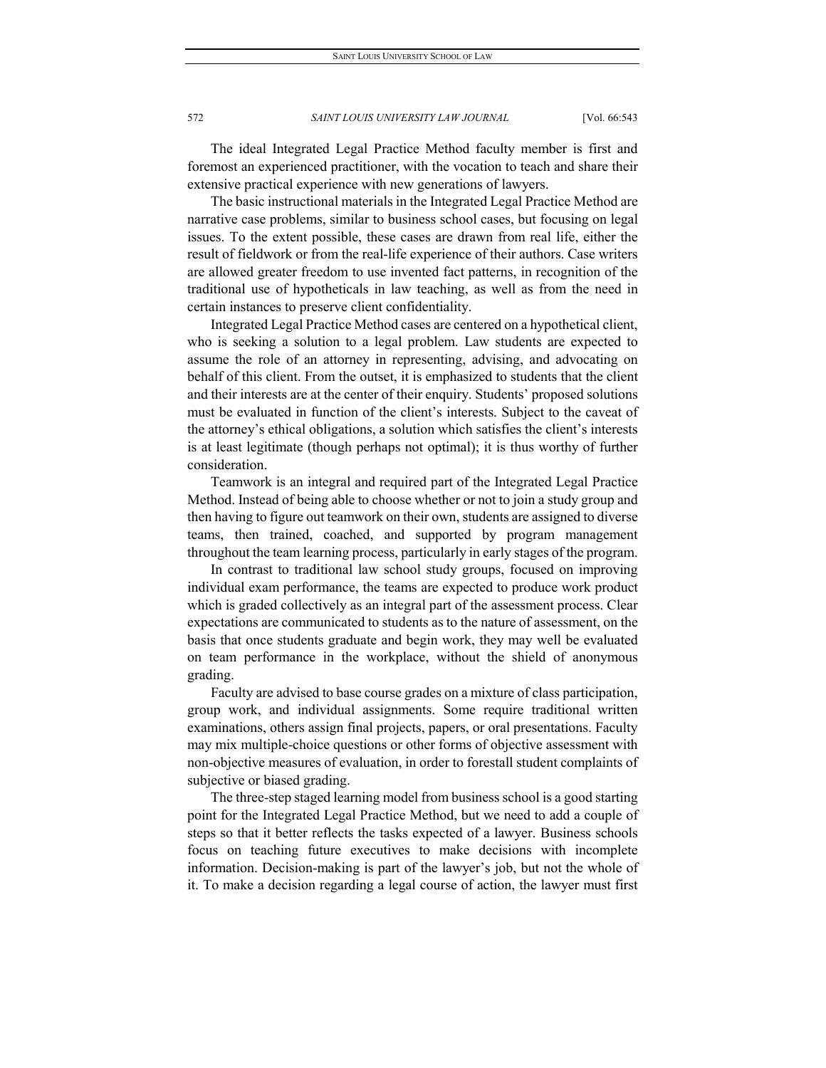The ideal Integrated Legal Practice Method faculty member is first and foremost an experienced practitioner, with the vocation to teach and share their extensive practical experience with new generations of lawyers.

The basic instructional materials in the Integrated Legal Practice Method are narrative case problems, similar to business school cases, but focusing on legal issues. To the extent possible, these cases are drawn from real life, either the result of fieldwork or from the real-life experience of their authors. Case writers are allowed greater freedom to use invented fact patterns, in recognition of the traditional use of hypotheticals in law teaching, as well as from the need in certain instances to preserve client confidentiality.

Integrated Legal Practice Method cases are centered on a hypothetical client, who is seeking a solution to a legal problem. Law students are expected to assume the role of an attorney in representing, advising, and advocating on behalf of this client. From the outset, it is emphasized to students that the client and their interests are at the center of their enquiry. Students' proposed solutions must be evaluated in function of the client's interests. Subject to the caveat of the attorney's ethical obligations, a solution which satisfies the client's interests is at least legitimate (though perhaps not optimal); it is thus worthy of further consideration.

Teamwork is an integral and required part of the Integrated Legal Practice Method. Instead of being able to choose whether or not to join a study group and then having to figure out teamwork on their own, students are assigned to diverse teams, then trained, coached, and supported by program management throughout the team learning process, particularly in early stages of the program.

In contrast to traditional law school study groups, focused on improving individual exam performance, the teams are expected to produce work product which is graded collectively as an integral part of the assessment process. Clear expectations are communicated to students as to the nature of assessment, on the basis that once students graduate and begin work, they may well be evaluated on team performance in the workplace, without the shield of anonymous grading.

Faculty are advised to base course grades on a mixture of class participation, group work, and individual assignments. Some require traditional written examinations, others assign final projects, papers, or oral presentations. Faculty may mix multiple-choice questions or other forms of objective assessment with non-objective measures of evaluation, in order to forestall student complaints of subjective or biased grading.

The three-step staged learning model from business school is a good starting point for the Integrated Legal Practice Method, but we need to add a couple of steps so that it better reflects the tasks expected of a lawyer. Business schools focus on teaching future executives to make decisions with incomplete information. Decision-making is part of the lawyer's job, but not the whole of it. To make a decision regarding a legal course of action, the lawyer must first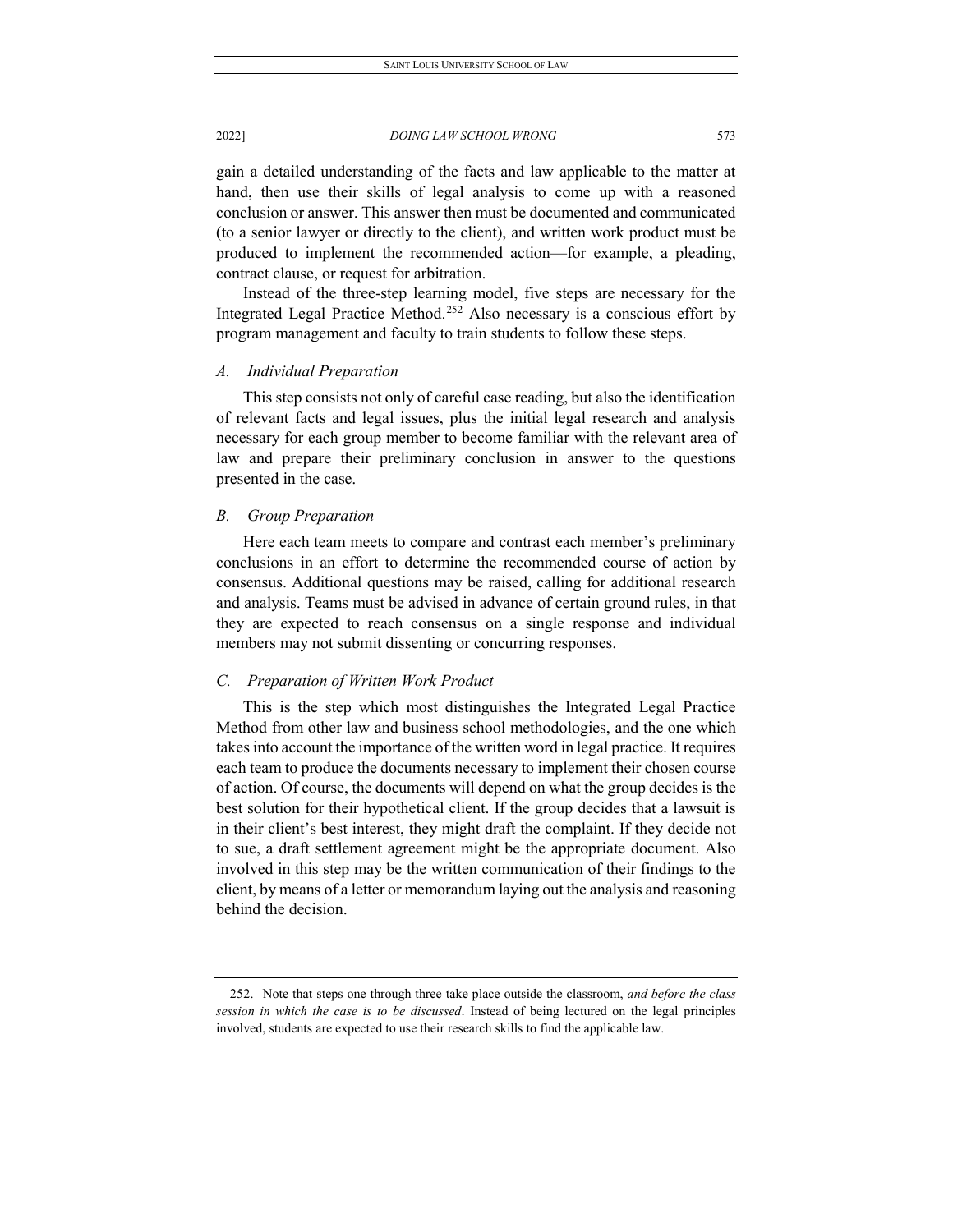gain a detailed understanding of the facts and law applicable to the matter at hand, then use their skills of legal analysis to come up with a reasoned conclusion or answer. This answer then must be documented and communicated (to a senior lawyer or directly to the client), and written work product must be produced to implement the recommended action—for example, a pleading, contract clause, or request for arbitration.

Instead of the three-step learning model, five steps are necessary for the Integrated Legal Practice Method.[252] Also necessary is a conscious effort by program management and faculty to train students to follow these steps.

### *A. Individual Preparation*

This step consists not only of careful case reading, but also the identification of relevant facts and legal issues, plus the initial legal research and analysis necessary for each group member to become familiar with the relevant area of law and prepare their preliminary conclusion in answer to the questions presented in the case.

### *B. Group Preparation*

Here each team meets to compare and contrast each member's preliminary conclusions in an effort to determine the recommended course of action by consensus. Additional questions may be raised, calling for additional research and analysis. Teams must be advised in advance of certain ground rules, in that they are expected to reach consensus on a single response and individual members may not submit dissenting or concurring responses.

### *C. Preparation of Written Work Product*

This is the step which most distinguishes the Integrated Legal Practice Method from other law and business school methodologies, and the one which takes into account the importance of the written word in legal practice. It requires each team to produce the documents necessary to implement their chosen course of action. Of course, the documents will depend on what the group decides is the best solution for their hypothetical client. If the group decides that a lawsuit is in their client's best interest, they might draft the complaint. If they decide not to sue, a draft settlement agreement might be the appropriate document. Also involved in this step may be the written communication of their findings to the client, by means of a letter or memorandum laying out the analysis and reasoning behind the decision.

---

252. Note that steps one through three take place outside the classroom, *and before the class session in which the case is to be discussed*. Instead of being lectured on the legal principles involved, students are expected to use their research skills to find the applicable law.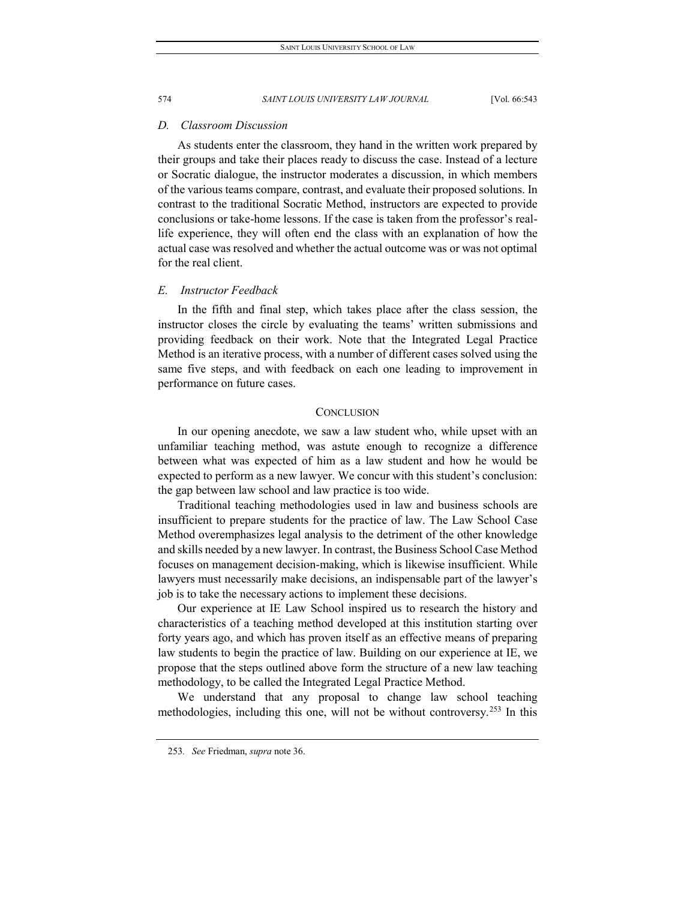### *D. Classroom Discussion*

As students enter the classroom, they hand in the written work prepared by their groups and take their places ready to discuss the case. Instead of a lecture or Socratic dialogue, the instructor moderates a discussion, in which members of the various teams compare, contrast, and evaluate their proposed solutions. In contrast to the traditional Socratic Method, instructors are expected to provide conclusions or take-home lessons. If the case is taken from the professor's real-life experience, they will often end the class with an explanation of how the actual case was resolved and whether the actual outcome was or was not optimal for the real client.

### *E. Instructor Feedback*

In the fifth and final step, which takes place after the class session, the instructor closes the circle by evaluating the teams' written submissions and providing feedback on their work. Note that the Integrated Legal Practice Method is an iterative process, with a number of different cases solved using the same five steps, and with feedback on each one leading to improvement in performance on future cases.

## CONCLUSION

In our opening anecdote, we saw a law student who, while upset with an unfamiliar teaching method, was astute enough to recognize a difference between what was expected of him as a law student and how he would be expected to perform as a new lawyer. We concur with this student's conclusion: the gap between law school and law practice is too wide.

Traditional teaching methodologies used in law and business schools are insufficient to prepare students for the practice of law. The Law School Case Method overemphasizes legal analysis to the detriment of the other knowledge and skills needed by a new lawyer. In contrast, the Business School Case Method focuses on management decision-making, which is likewise insufficient. While lawyers must necessarily make decisions, an indispensable part of the lawyer's job is to take the necessary actions to implement these decisions.

Our experience at IE Law School inspired us to research the history and characteristics of a teaching method developed at this institution starting over forty years ago, and which has proven itself as an effective means of preparing law students to begin the practice of law. Building on our experience at IE, we propose that the steps outlined above form the structure of a new law teaching methodology, to be called the Integrated Legal Practice Method.

We understand that any proposal to change law school teaching methodologies, including this one, will not be without controversy.[253] In this

---

253. *See* Friedman, *supra* note 36.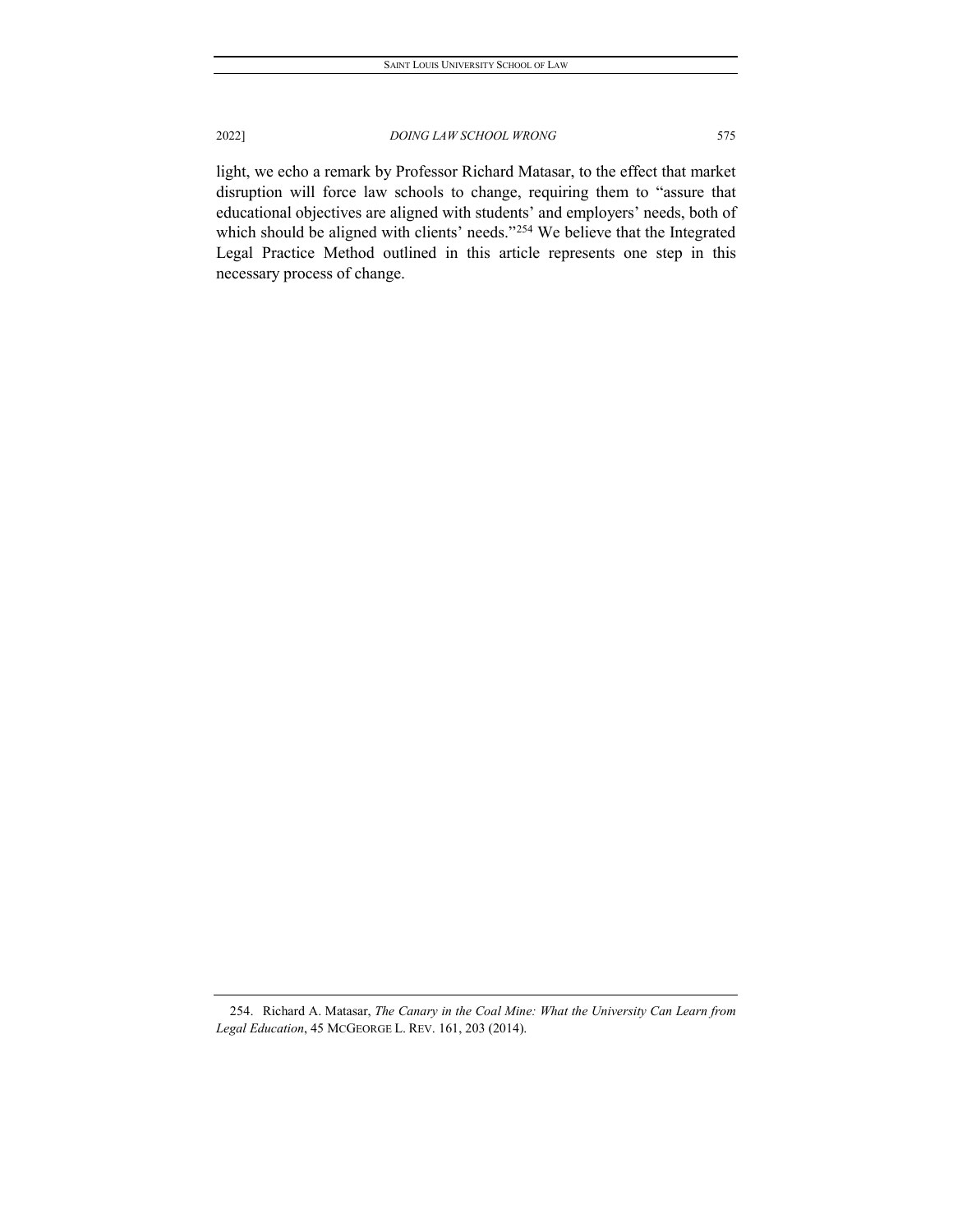light, we echo a remark by Professor Richard Matasar, to the effect that market disruption will force law schools to change, requiring them to "assure that educational objectives are aligned with students' and employers' needs, both of which should be aligned with clients' needs."[254] We believe that the Integrated Legal Practice Method outlined in this article represents one step in this necessary process of change.

---

254. Richard A. Matasar, *The Canary in the Coal Mine: What the University Can Learn from Legal Education*, 45 McGEORGE L. REV. 161, 203 (2014).